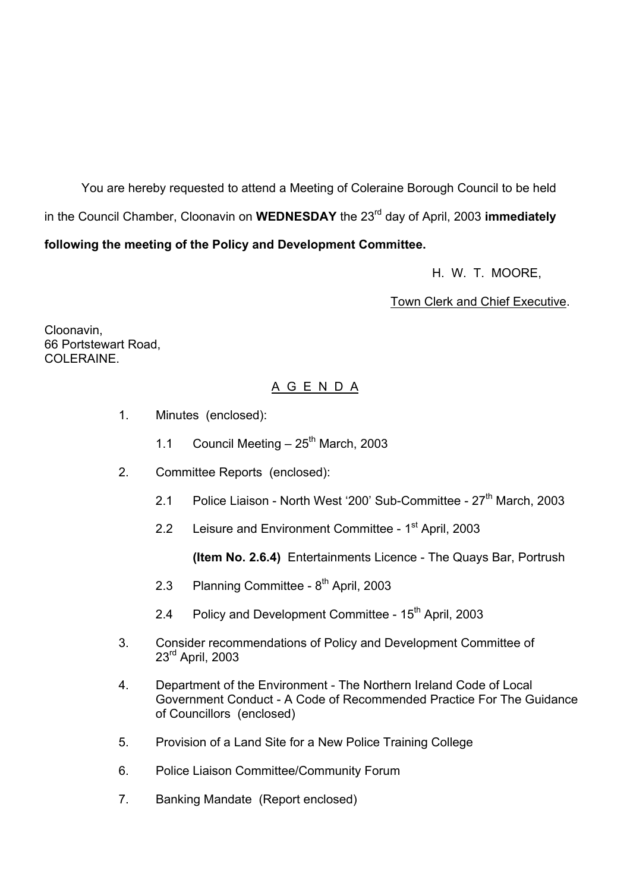You are hereby requested to attend a Meeting of Coleraine Borough Council to be held in the Council Chamber, Cloonavin on **WEDNESDAY** the 23rd day of April, 2003 **immediately following the meeting of the Policy and Development Committee.**

H. W. T. MOORE,

Town Clerk and Chief Executive.

Cloonavin,
66 Portstewart Road,
COLERAINE.

## A G E N D A

1. Minutes (enclosed):

   1.1 Council Meeting – 25th March, 2003

2. Committee Reports (enclosed):

   2.1 Police Liaison - North West '200' Sub-Committee - 27th March, 2003

   2.2 Leisure and Environment Committee - 1st April, 2003

   **(Item No. 2.6.4)** Entertainments Licence - The Quays Bar, Portrush

   2.3 Planning Committee - 8th April, 2003

   2.4 Policy and Development Committee - 15th April, 2003

3. Consider recommendations of Policy and Development Committee of 23rd April, 2003

4. Department of the Environment - The Northern Ireland Code of Local Government Conduct - A Code of Recommended Practice For The Guidance of Councillors (enclosed)

5. Provision of a Land Site for a New Police Training College

6. Police Liaison Committee/Community Forum

7. Banking Mandate (Report enclosed)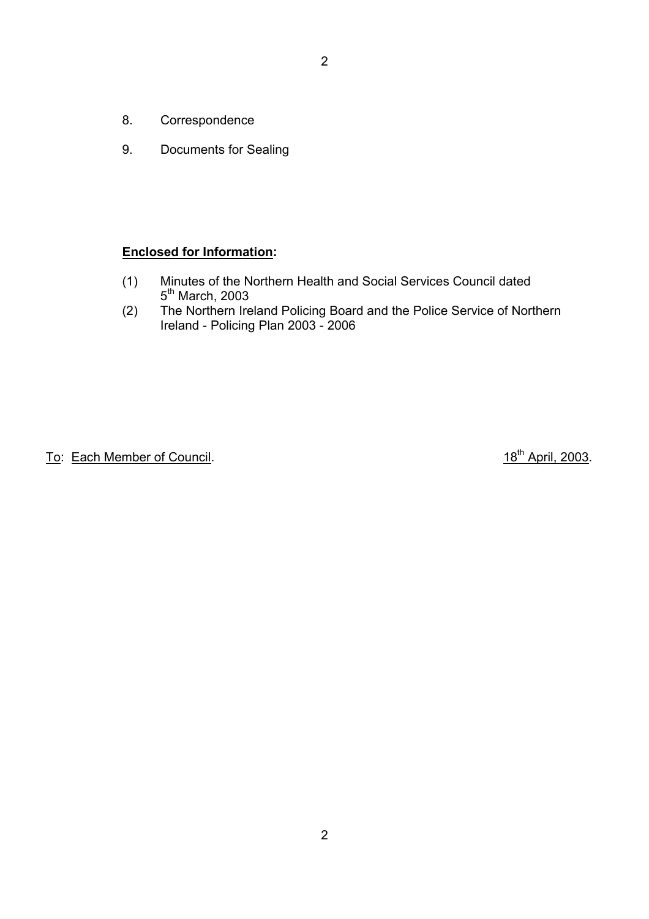8. Correspondence

9. Documents for Sealing

**Enclosed for Information:**

(1) Minutes of the Northern Health and Social Services Council dated 5th March, 2003

(2) The Northern Ireland Policing Board and the Police Service of Northern Ireland - Policing Plan 2003 - 2006

To: Each Member of Council. 18th April, 2003.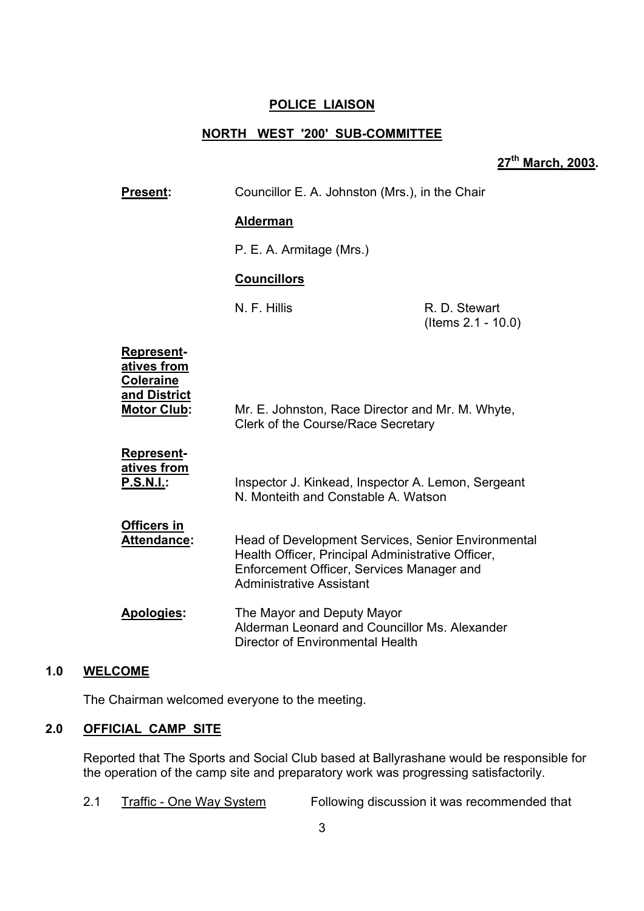**POLICE LIAISON**

**NORTH WEST '200' SUB-COMMITTEE**

**27th March, 2003.**

**Present:** Councillor E. A. Johnston (Mrs.), in the Chair

**Alderman**

P. E. A. Armitage (Mrs.)

**Councillors**

N. F. Hillis

R. D. Stewart (Items 2.1 - 10.0)

**Representatives from Coleraine and District Motor Club:** Mr. E. Johnston, Race Director and Mr. M. Whyte, Clerk of the Course/Race Secretary

**Representatives from P.S.N.I.:** Inspector J. Kinkead, Inspector A. Lemon, Sergeant N. Monteith and Constable A. Watson

**Officers in Attendance:** Head of Development Services, Senior Environmental Health Officer, Principal Administrative Officer, Enforcement Officer, Services Manager and Administrative Assistant

**Apologies:** The Mayor and Deputy Mayor
Alderman Leonard and Councillor Ms. Alexander
Director of Environmental Health

## 1.0 WELCOME

The Chairman welcomed everyone to the meeting.

## 2.0 OFFICIAL CAMP SITE

Reported that The Sports and Social Club based at Ballyrashane would be responsible for the operation of the camp site and preparatory work was progressing satisfactorily.

2.1 Traffic - One Way System    Following discussion it was recommended that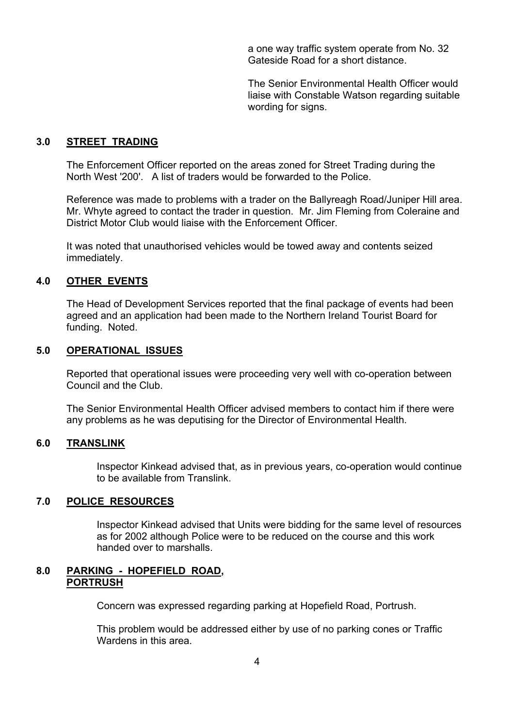a one way traffic system operate from No. 32 Gateside Road for a short distance.

The Senior Environmental Health Officer would liaise with Constable Watson regarding suitable wording for signs.

## 3.0 STREET TRADING

The Enforcement Officer reported on the areas zoned for Street Trading during the North West '200'. A list of traders would be forwarded to the Police.

Reference was made to problems with a trader on the Ballyreagh Road/Juniper Hill area. Mr. Whyte agreed to contact the trader in question. Mr. Jim Fleming from Coleraine and District Motor Club would liaise with the Enforcement Officer.

It was noted that unauthorised vehicles would be towed away and contents seized immediately.

## 4.0 OTHER EVENTS

The Head of Development Services reported that the final package of events had been agreed and an application had been made to the Northern Ireland Tourist Board for funding. Noted.

## 5.0 OPERATIONAL ISSUES

Reported that operational issues were proceeding very well with co-operation between Council and the Club.

The Senior Environmental Health Officer advised members to contact him if there were any problems as he was deputising for the Director of Environmental Health.

## 6.0 TRANSLINK

Inspector Kinkead advised that, as in previous years, co-operation would continue to be available from Translink.

## 7.0 POLICE RESOURCES

Inspector Kinkead advised that Units were bidding for the same level of resources as for 2002 although Police were to be reduced on the course and this work handed over to marshalls.

## 8.0 PARKING - HOPEFIELD ROAD, PORTRUSH

Concern was expressed regarding parking at Hopefield Road, Portrush.

This problem would be addressed either by use of no parking cones or Traffic Wardens in this area.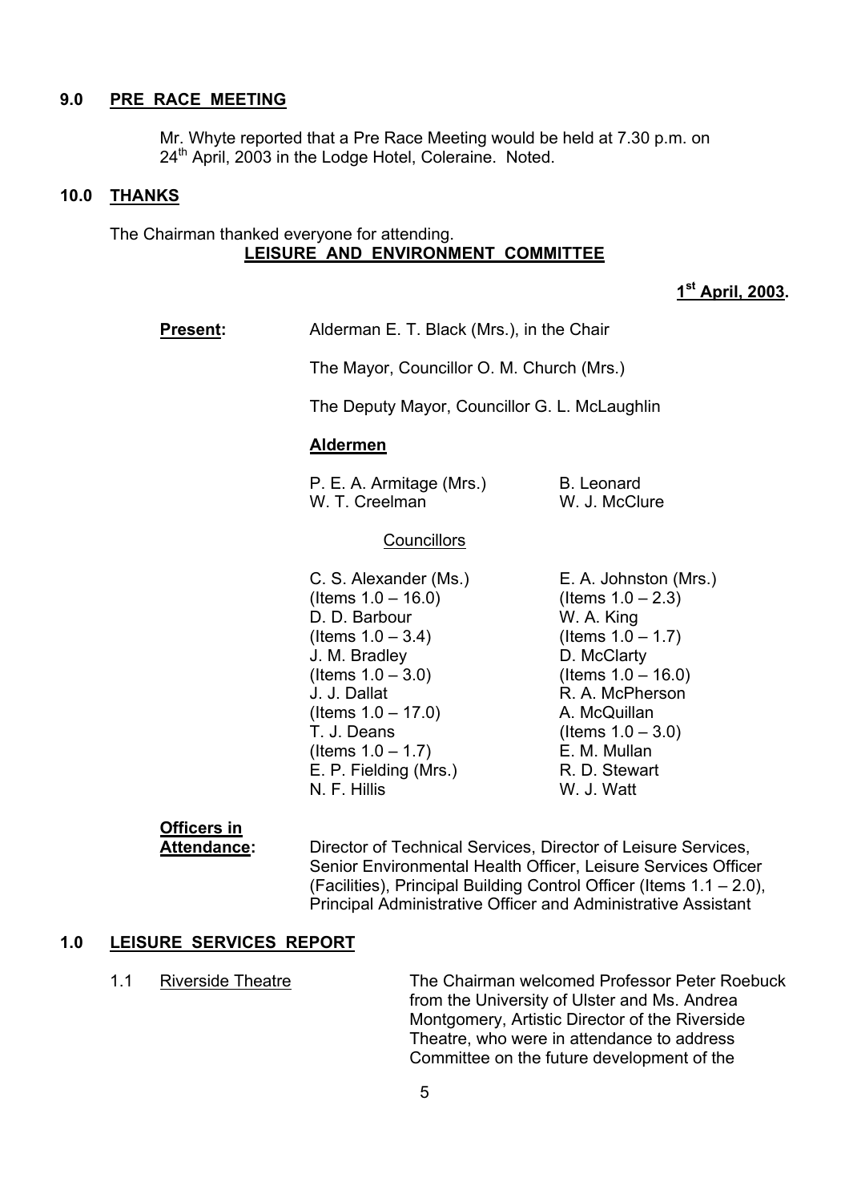## 9.0 PRE RACE MEETING

Mr. Whyte reported that a Pre Race Meeting would be held at 7.30 p.m. on 24th April, 2003 in the Lodge Hotel, Coleraine. Noted.

## 10.0 THANKS

The Chairman thanked everyone for attending.

# LEISURE AND ENVIRONMENT COMMITTEE

**1st April, 2003.**

**Present:** Alderman E. T. Black (Mrs.), in the Chair

The Mayor, Councillor O. M. Church (Mrs.)

The Deputy Mayor, Councillor G. L. McLaughlin

**Aldermen**

P. E. A. Armitage (Mrs.)
B. Leonard
W. T. Creelman
W. J. McClure

Councillors

C. S. Alexander (Ms.) (Items 1.0 – 16.0)
D. D. Barbour (Items 1.0 – 3.4)
J. M. Bradley (Items 1.0 – 3.0)
J. J. Dallat (Items 1.0 – 17.0)
T. J. Deans (Items 1.0 – 1.7)
E. P. Fielding (Mrs.)
N. F. Hillis
E. A. Johnston (Mrs.) (Items 1.0 – 2.3)
W. A. King (Items 1.0 – 1.7)
D. McClarty (Items 1.0 – 16.0)
R. A. McPherson
A. McQuillan (Items 1.0 – 3.0)
E. M. Mullan
R. D. Stewart
W. J. Watt

**Officers in Attendance:** Director of Technical Services, Director of Leisure Services, Senior Environmental Health Officer, Leisure Services Officer (Facilities), Principal Building Control Officer (Items 1.1 – 2.0), Principal Administrative Officer and Administrative Assistant

## 1.0 LEISURE SERVICES REPORT

1.1 Riverside Theatre

The Chairman welcomed Professor Peter Roebuck from the University of Ulster and Ms. Andrea Montgomery, Artistic Director of the Riverside Theatre, who were in attendance to address Committee on the future development of the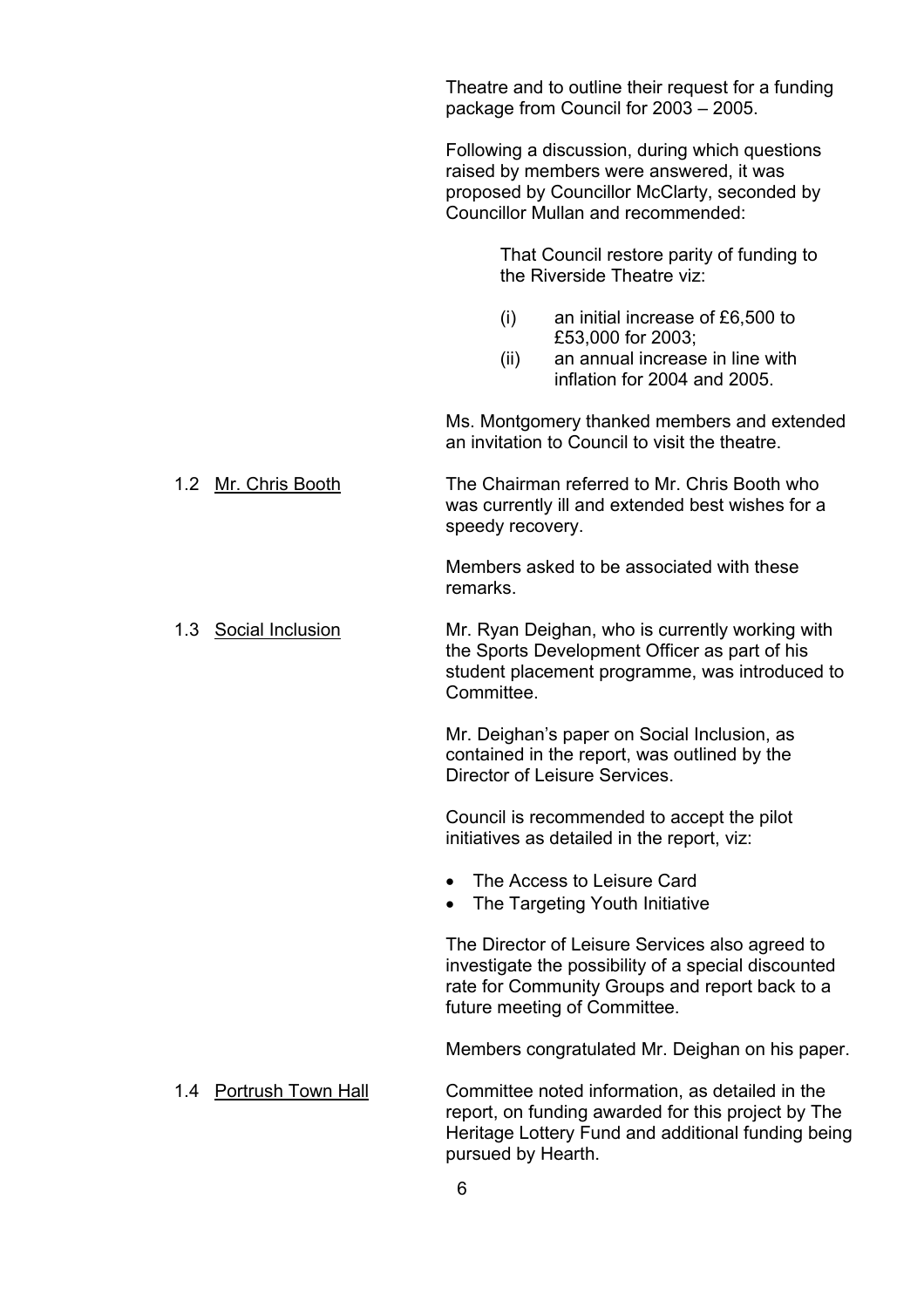Theatre and to outline their request for a funding package from Council for 2003 – 2005.

Following a discussion, during which questions raised by members were answered, it was proposed by Councillor McClarty, seconded by Councillor Mullan and recommended:

> That Council restore parity of funding to the Riverside Theatre viz:
>
> (i) an initial increase of £6,500 to £53,000 for 2003;
> (ii) an annual increase in line with inflation for 2004 and 2005.

Ms. Montgomery thanked members and extended an invitation to Council to visit the theatre.

**1.2 Mr. Chris Booth**

The Chairman referred to Mr. Chris Booth who was currently ill and extended best wishes for a speedy recovery.

Members asked to be associated with these remarks.

**1.3 Social Inclusion**

Mr. Ryan Deighan, who is currently working with the Sports Development Officer as part of his student placement programme, was introduced to Committee.

Mr. Deighan's paper on Social Inclusion, as contained in the report, was outlined by the Director of Leisure Services.

Council is recommended to accept the pilot initiatives as detailed in the report, viz:

- The Access to Leisure Card
- The Targeting Youth Initiative

The Director of Leisure Services also agreed to investigate the possibility of a special discounted rate for Community Groups and report back to a future meeting of Committee.

Members congratulated Mr. Deighan on his paper.

**1.4 Portrush Town Hall**

Committee noted information, as detailed in the report, on funding awarded for this project by The Heritage Lottery Fund and additional funding being pursued by Hearth.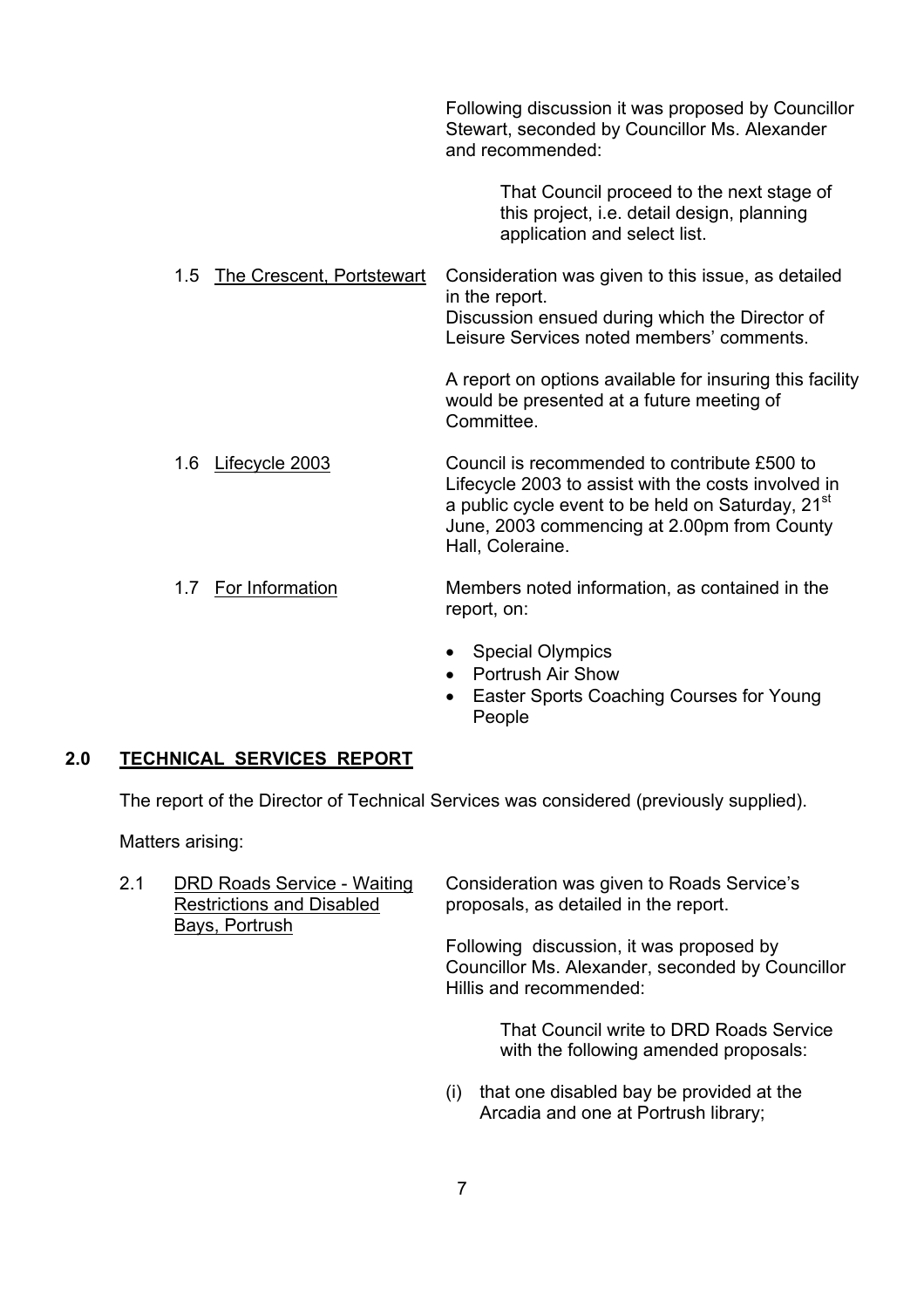Following discussion it was proposed by Councillor Stewart, seconded by Councillor Ms. Alexander and recommended:

> That Council proceed to the next stage of this project, i.e. detail design, planning application and select list.

1.5 The Crescent, Portstewart

Consideration was given to this issue, as detailed in the report.
Discussion ensued during which the Director of Leisure Services noted members' comments.

A report on options available for insuring this facility would be presented at a future meeting of Committee.

1.6 Lifecycle 2003

Council is recommended to contribute £500 to Lifecycle 2003 to assist with the costs involved in a public cycle event to be held on Saturday, 21st June, 2003 commencing at 2.00pm from County Hall, Coleraine.

1.7 For Information

Members noted information, as contained in the report, on:

- Special Olympics
- Portrush Air Show
- Easter Sports Coaching Courses for Young People

## 2.0 TECHNICAL SERVICES REPORT

The report of the Director of Technical Services was considered (previously supplied).

Matters arising:

2.1 DRD Roads Service - Waiting Restrictions and Disabled Bays, Portrush

Consideration was given to Roads Service's proposals, as detailed in the report.

Following discussion, it was proposed by Councillor Ms. Alexander, seconded by Councillor Hillis and recommended:

> That Council write to DRD Roads Service with the following amended proposals:

(i) that one disabled bay be provided at the Arcadia and one at Portrush library;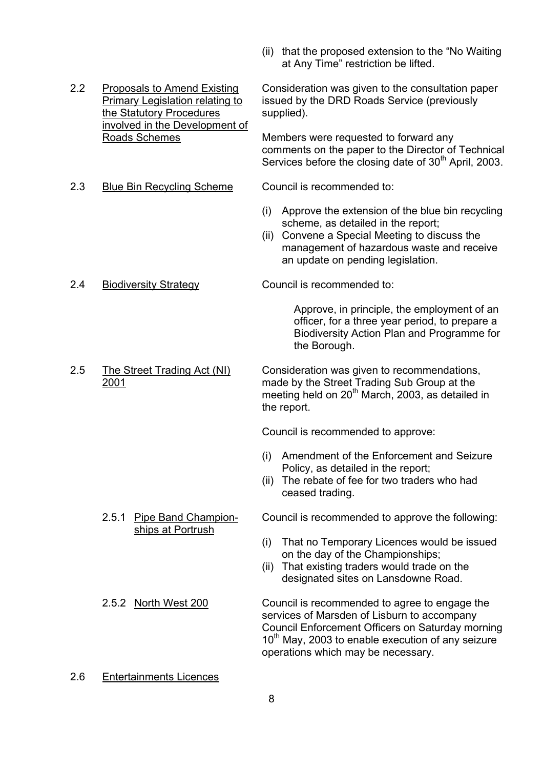(ii) that the proposed extension to the "No Waiting at Any Time" restriction be lifted.

2.2 Proposals to Amend Existing Primary Legislation relating to the Statutory Procedures involved in the Development of Roads Schemes

Consideration was given to the consultation paper issued by the DRD Roads Service (previously supplied).

Members were requested to forward any comments on the paper to the Director of Technical Services before the closing date of 30th April, 2003.

2.3 Blue Bin Recycling Scheme

Council is recommended to:

(i) Approve the extension of the blue bin recycling scheme, as detailed in the report;
(ii) Convene a Special Meeting to discuss the management of hazardous waste and receive an update on pending legislation.

2.4 Biodiversity Strategy

Council is recommended to:

Approve, in principle, the employment of an officer, for a three year period, to prepare a Biodiversity Action Plan and Programme for the Borough.

2.5 The Street Trading Act (NI) 2001

Consideration was given to recommendations, made by the Street Trading Sub Group at the meeting held on 20th March, 2003, as detailed in the report.

Council is recommended to approve:

(i) Amendment of the Enforcement and Seizure Policy, as detailed in the report;
(ii) The rebate of fee for two traders who had ceased trading.

2.5.1 Pipe Band Championships at Portrush

Council is recommended to approve the following:

(i) That no Temporary Licences would be issued on the day of the Championships;
(ii) That existing traders would trade on the designated sites on Lansdowne Road.

2.5.2 North West 200

Council is recommended to agree to engage the services of Marsden of Lisburn to accompany Council Enforcement Officers on Saturday morning 10th May, 2003 to enable execution of any seizure operations which may be necessary.

2.6 Entertainments Licences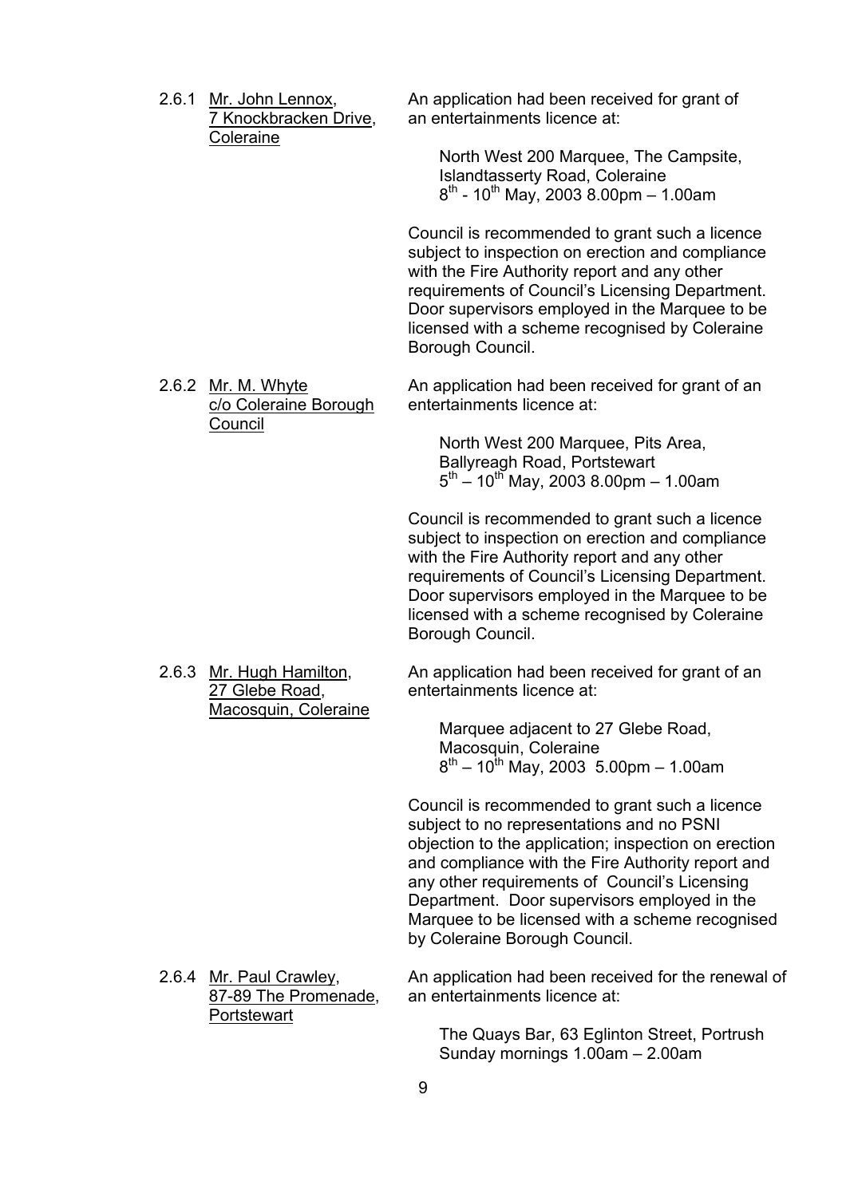2.6.1 Mr. John Lennox, 7 Knockbracken Drive, Coleraine

An application had been received for grant of an entertainments licence at:

North West 200 Marquee, The Campsite, Islandtasserty Road, Coleraine
8th - 10th May, 2003 8.00pm – 1.00am

Council is recommended to grant such a licence subject to inspection on erection and compliance with the Fire Authority report and any other requirements of Council's Licensing Department. Door supervisors employed in the Marquee to be licensed with a scheme recognised by Coleraine Borough Council.

2.6.2 Mr. M. Whyte c/o Coleraine Borough Council

An application had been received for grant of an entertainments licence at:

North West 200 Marquee, Pits Area, Ballyreagh Road, Portstewart
5th – 10th May, 2003 8.00pm – 1.00am

Council is recommended to grant such a licence subject to inspection on erection and compliance with the Fire Authority report and any other requirements of Council's Licensing Department. Door supervisors employed in the Marquee to be licensed with a scheme recognised by Coleraine Borough Council.

2.6.3 Mr. Hugh Hamilton, 27 Glebe Road, Macosquin, Coleraine

An application had been received for grant of an entertainments licence at:

Marquee adjacent to 27 Glebe Road, Macosquin, Coleraine
8th – 10th May, 2003 5.00pm – 1.00am

Council is recommended to grant such a licence subject to no representations and no PSNI objection to the application; inspection on erection and compliance with the Fire Authority report and any other requirements of Council's Licensing Department. Door supervisors employed in the Marquee to be licensed with a scheme recognised by Coleraine Borough Council.

2.6.4 Mr. Paul Crawley, 87-89 The Promenade, Portstewart

An application had been received for the renewal of an entertainments licence at:

The Quays Bar, 63 Eglinton Street, Portrush
Sunday mornings 1.00am – 2.00am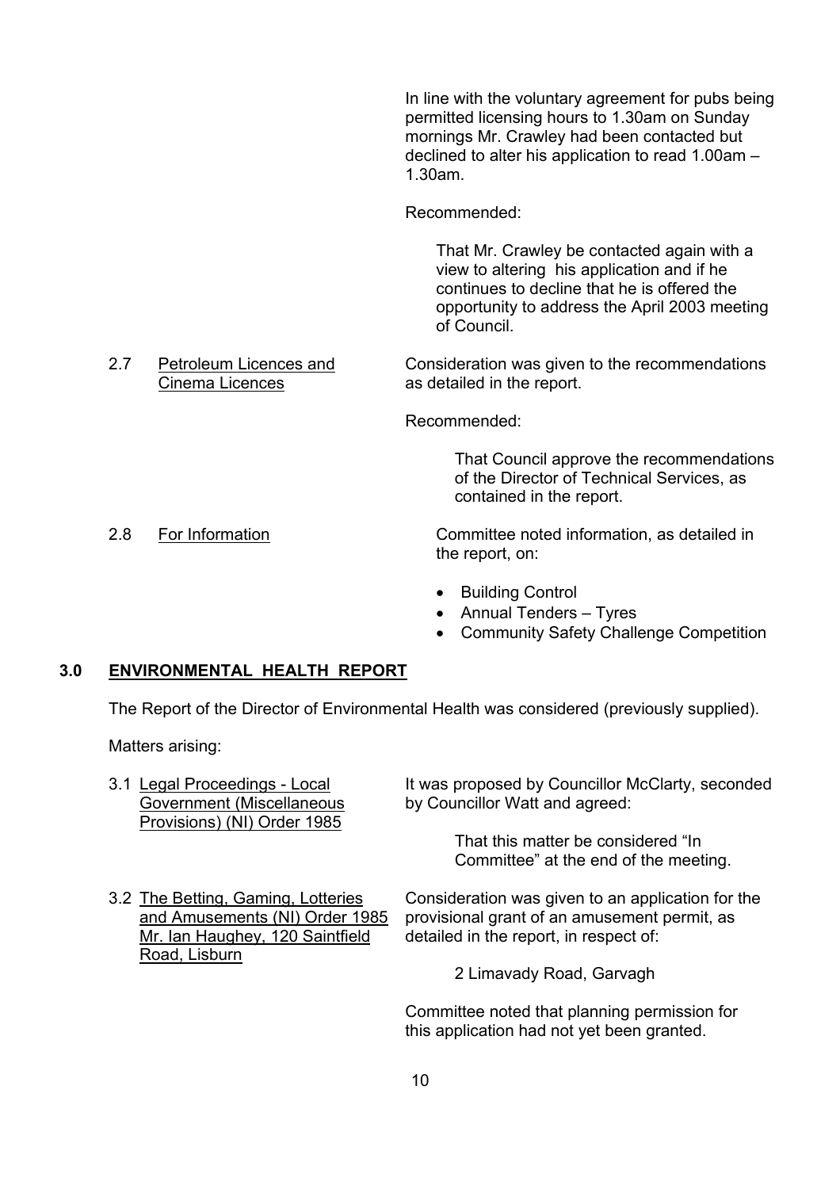In line with the voluntary agreement for pubs being permitted licensing hours to 1.30am on Sunday mornings Mr. Crawley had been contacted but declined to alter his application to read 1.00am – 1.30am.

Recommended:

> That Mr. Crawley be contacted again with a view to altering his application and if he continues to decline that he is offered the opportunity to address the April 2003 meeting of Council.

2.7 Petroleum Licences and Cinema Licences

Consideration was given to the recommendations as detailed in the report.

Recommended:

> That Council approve the recommendations of the Director of Technical Services, as contained in the report.

2.8 For Information

Committee noted information, as detailed in the report, on:

- Building Control
- Annual Tenders – Tyres
- Community Safety Challenge Competition

## 3.0 ENVIRONMENTAL HEALTH REPORT

The Report of the Director of Environmental Health was considered (previously supplied).

Matters arising:

3.1 Legal Proceedings - Local Government (Miscellaneous Provisions) (NI) Order 1985

It was proposed by Councillor McClarty, seconded by Councillor Watt and agreed:

> That this matter be considered "In Committee" at the end of the meeting.

3.2 The Betting, Gaming, Lotteries and Amusements (NI) Order 1985 Mr. Ian Haughey, 120 Saintfield Road, Lisburn

Consideration was given to an application for the provisional grant of an amusement permit, as detailed in the report, in respect of:

> 2 Limavady Road, Garvagh

Committee noted that planning permission for this application had not yet been granted.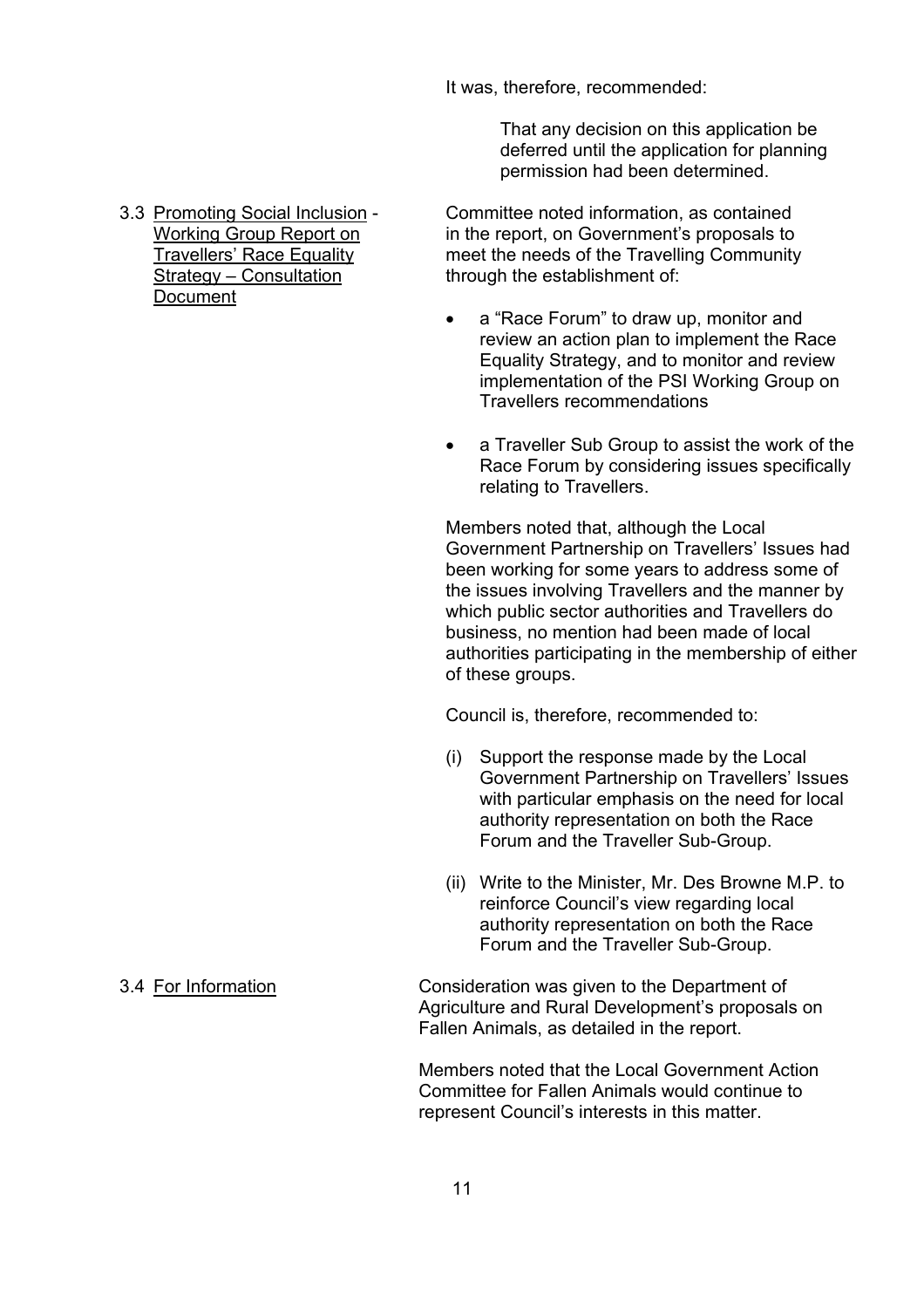It was, therefore, recommended:

> That any decision on this application be deferred until the application for planning permission had been determined.

3.3 <u>Promoting Social Inclusion</u> - <u>Working Group Report on Travellers' Race Equality Strategy – Consultation Document</u>

Committee noted information, as contained in the report, on Government's proposals to meet the needs of the Travelling Community through the establishment of:

- a "Race Forum" to draw up, monitor and review an action plan to implement the Race Equality Strategy, and to monitor and review implementation of the PSI Working Group on Travellers recommendations
- a Traveller Sub Group to assist the work of the Race Forum by considering issues specifically relating to Travellers.

Members noted that, although the Local Government Partnership on Travellers' Issues had been working for some years to address some of the issues involving Travellers and the manner by which public sector authorities and Travellers do business, no mention had been made of local authorities participating in the membership of either of these groups.

Council is, therefore, recommended to:

(i) Support the response made by the Local Government Partnership on Travellers' Issues with particular emphasis on the need for local authority representation on both the Race Forum and the Traveller Sub-Group.

(ii) Write to the Minister, Mr. Des Browne M.P. to reinforce Council's view regarding local authority representation on both the Race Forum and the Traveller Sub-Group.

3.4 <u>For Information</u>

Consideration was given to the Department of Agriculture and Rural Development's proposals on Fallen Animals, as detailed in the report.

Members noted that the Local Government Action Committee for Fallen Animals would continue to represent Council's interests in this matter.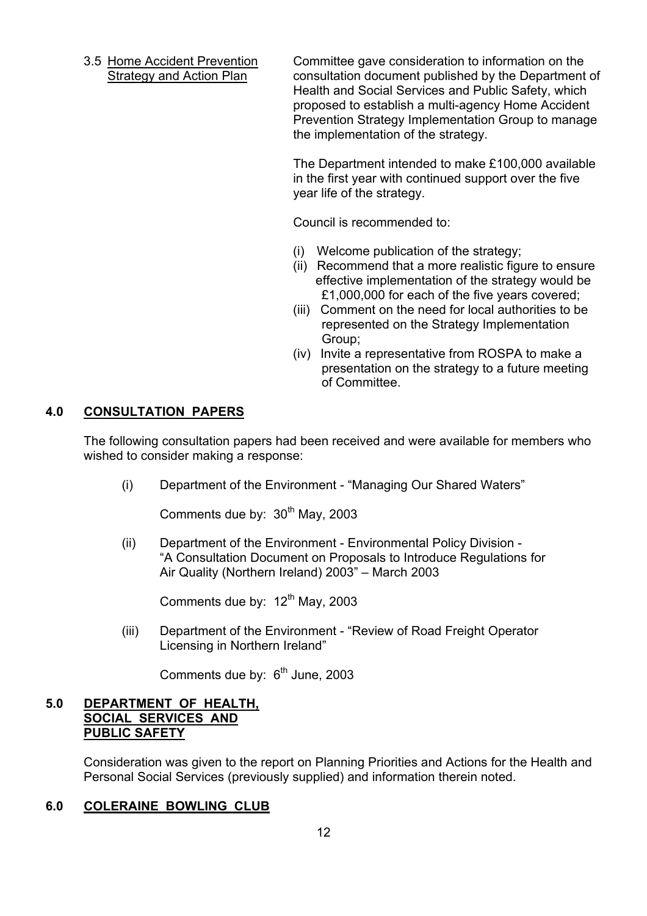3.5 <u>Home Accident Prevention Strategy and Action Plan</u>

Committee gave consideration to information on the consultation document published by the Department of Health and Social Services and Public Safety, which proposed to establish a multi-agency Home Accident Prevention Strategy Implementation Group to manage the implementation of the strategy.

The Department intended to make £100,000 available in the first year with continued support over the five year life of the strategy.

Council is recommended to:

(i) Welcome publication of the strategy;
(ii) Recommend that a more realistic figure to ensure effective implementation of the strategy would be £1,000,000 for each of the five years covered;
(iii) Comment on the need for local authorities to be represented on the Strategy Implementation Group;
(iv) Invite a representative from ROSPA to make a presentation on the strategy to a future meeting of Committee.

## 4.0 CONSULTATION PAPERS

The following consultation papers had been received and were available for members who wished to consider making a response:

(i) Department of the Environment - "Managing Our Shared Waters"

Comments due by: 30th May, 2003

(ii) Department of the Environment - Environmental Policy Division - "A Consultation Document on Proposals to Introduce Regulations for Air Quality (Northern Ireland) 2003" – March 2003

Comments due by: 12th May, 2003

(iii) Department of the Environment - "Review of Road Freight Operator Licensing in Northern Ireland"

Comments due by: 6th June, 2003

## 5.0 DEPARTMENT OF HEALTH, SOCIAL SERVICES AND PUBLIC SAFETY

Consideration was given to the report on Planning Priorities and Actions for the Health and Personal Social Services (previously supplied) and information therein noted.

## 6.0 COLERAINE BOWLING CLUB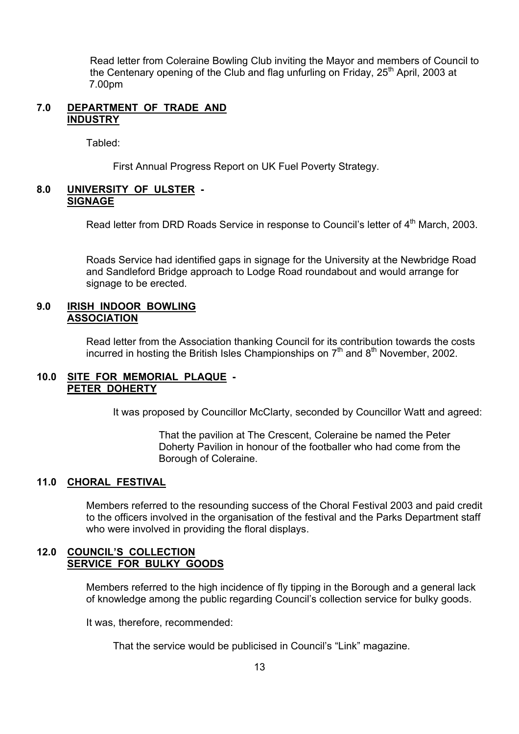Read letter from Coleraine Bowling Club inviting the Mayor and members of Council to the Centenary opening of the Club and flag unfurling on Friday, 25th April, 2003 at 7.00pm

## 7.0 DEPARTMENT OF TRADE AND INDUSTRY

Tabled:

First Annual Progress Report on UK Fuel Poverty Strategy.

## 8.0 UNIVERSITY OF ULSTER - SIGNAGE

Read letter from DRD Roads Service in response to Council's letter of 4th March, 2003.

Roads Service had identified gaps in signage for the University at the Newbridge Road and Sandleford Bridge approach to Lodge Road roundabout and would arrange for signage to be erected.

## 9.0 IRISH INDOOR BOWLING ASSOCIATION

Read letter from the Association thanking Council for its contribution towards the costs incurred in hosting the British Isles Championships on 7th and 8th November, 2002.

## 10.0 SITE FOR MEMORIAL PLAQUE - PETER DOHERTY

It was proposed by Councillor McClarty, seconded by Councillor Watt and agreed:

> That the pavilion at The Crescent, Coleraine be named the Peter Doherty Pavilion in honour of the footballer who had come from the Borough of Coleraine.

## 11.0 CHORAL FESTIVAL

Members referred to the resounding success of the Choral Festival 2003 and paid credit to the officers involved in the organisation of the festival and the Parks Department staff who were involved in providing the floral displays.

## 12.0 COUNCIL'S COLLECTION SERVICE FOR BULKY GOODS

Members referred to the high incidence of fly tipping in the Borough and a general lack of knowledge among the public regarding Council's collection service for bulky goods.

It was, therefore, recommended:

> That the service would be publicised in Council's "Link" magazine.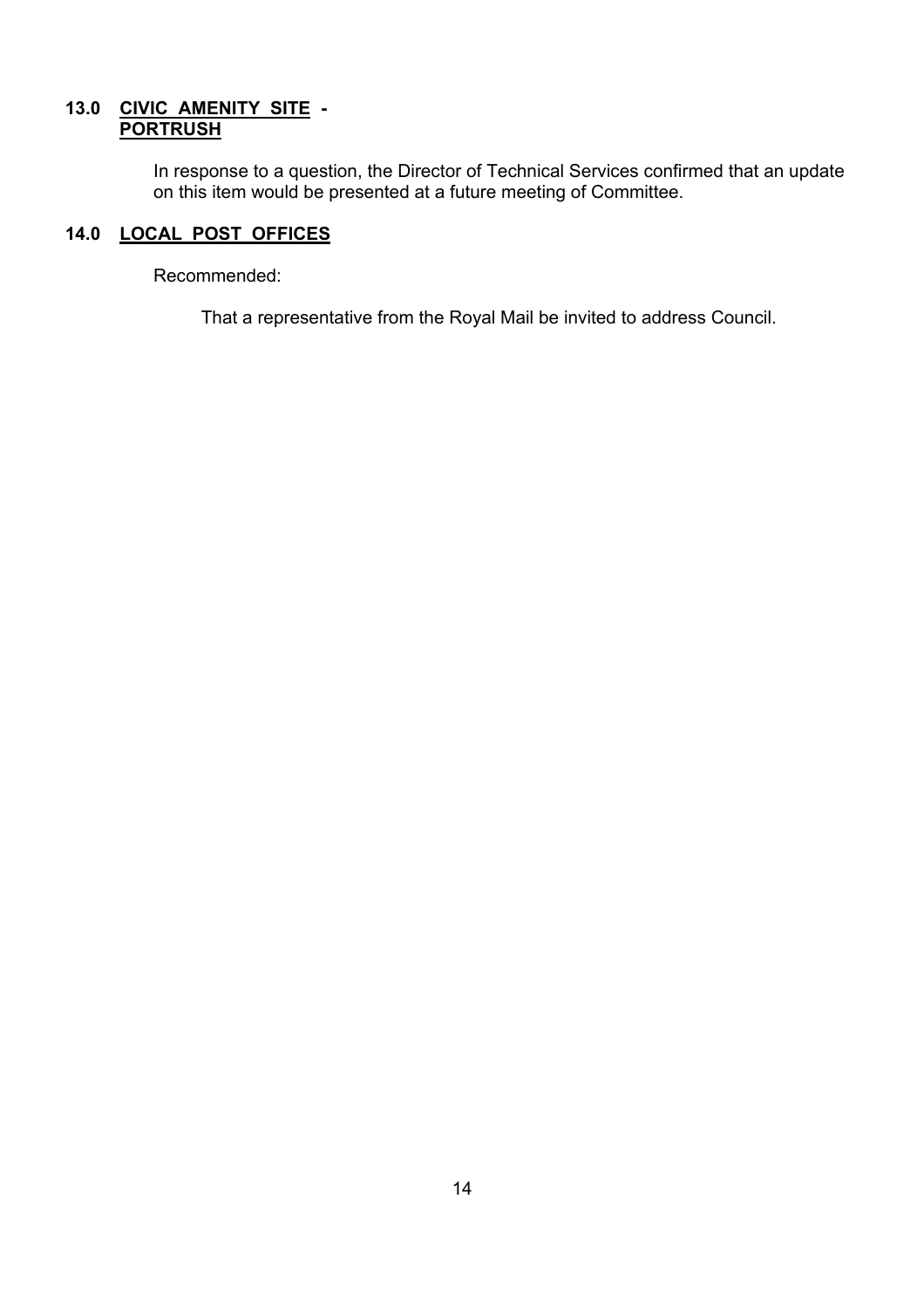**13.0 <u>CIVIC AMENITY SITE</u> - <u>PORTRUSH</u>**

In response to a question, the Director of Technical Services confirmed that an update on this item would be presented at a future meeting of Committee.

**14.0 <u>LOCAL POST OFFICES</u>**

Recommended:

That a representative from the Royal Mail be invited to address Council.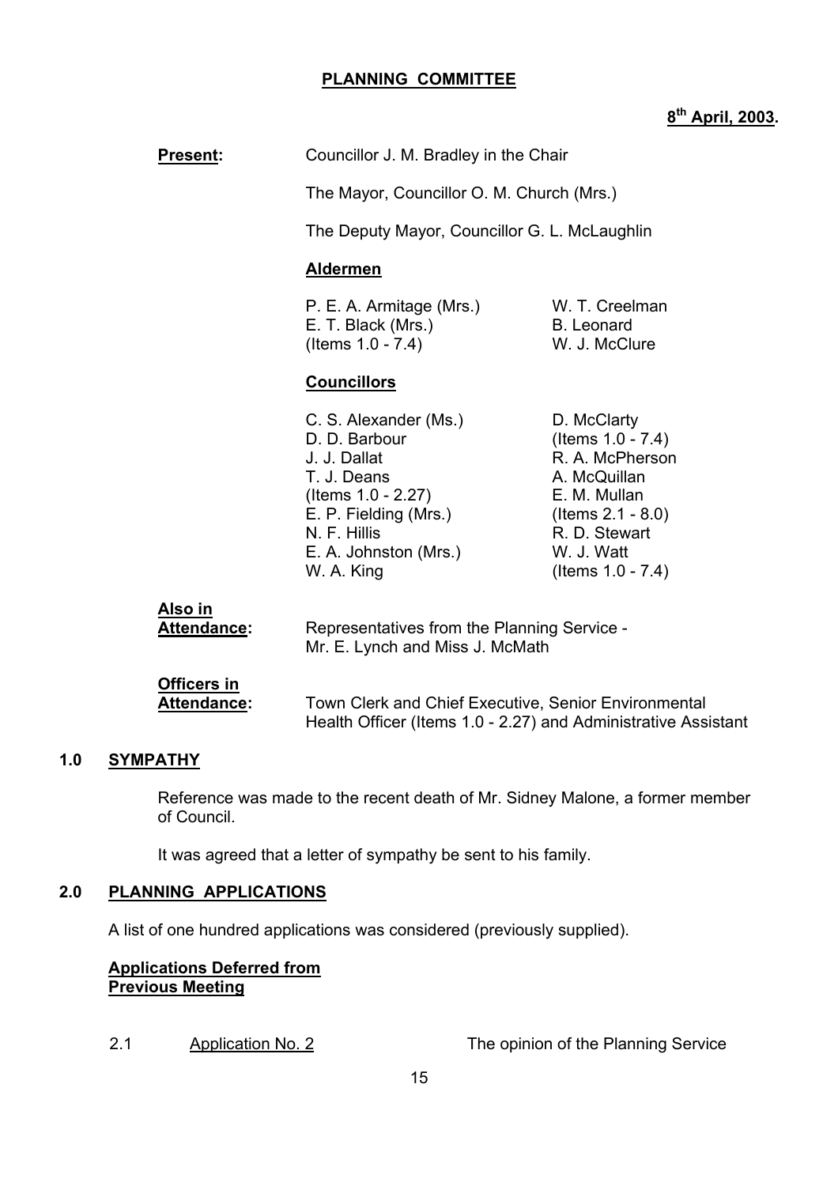**PLANNING COMMITTEE**

**8th April, 2003.**

**Present:** Councillor J. M. Bradley in the Chair

The Mayor, Councillor O. M. Church (Mrs.)

The Deputy Mayor, Councillor G. L. McLaughlin

**Aldermen**

P. E. A. Armitage (Mrs.)
E. T. Black (Mrs.)
(Items 1.0 - 7.4)
W. T. Creelman
B. Leonard
W. J. McClure

**Councillors**

C. S. Alexander (Ms.)
D. D. Barbour
J. J. Dallat
T. J. Deans
(Items 1.0 - 2.27)
E. P. Fielding (Mrs.)
N. F. Hillis
E. A. Johnston (Mrs.)
W. A. King
D. McClarty
(Items 1.0 - 7.4)
R. A. McPherson
A. McQuillan
E. M. Mullan
(Items 2.1 - 8.0)
R. D. Stewart
W. J. Watt
(Items 1.0 - 7.4)

**Also in Attendance:** Representatives from the Planning Service - Mr. E. Lynch and Miss J. McMath

**Officers in Attendance:** Town Clerk and Chief Executive, Senior Environmental Health Officer (Items 1.0 - 2.27) and Administrative Assistant

## 1.0 SYMPATHY

Reference was made to the recent death of Mr. Sidney Malone, a former member of Council.

It was agreed that a letter of sympathy be sent to his family.

## 2.0 PLANNING APPLICATIONS

A list of one hundred applications was considered (previously supplied).

**Applications Deferred from Previous Meeting**

2.1 Application No. 2 The opinion of the Planning Service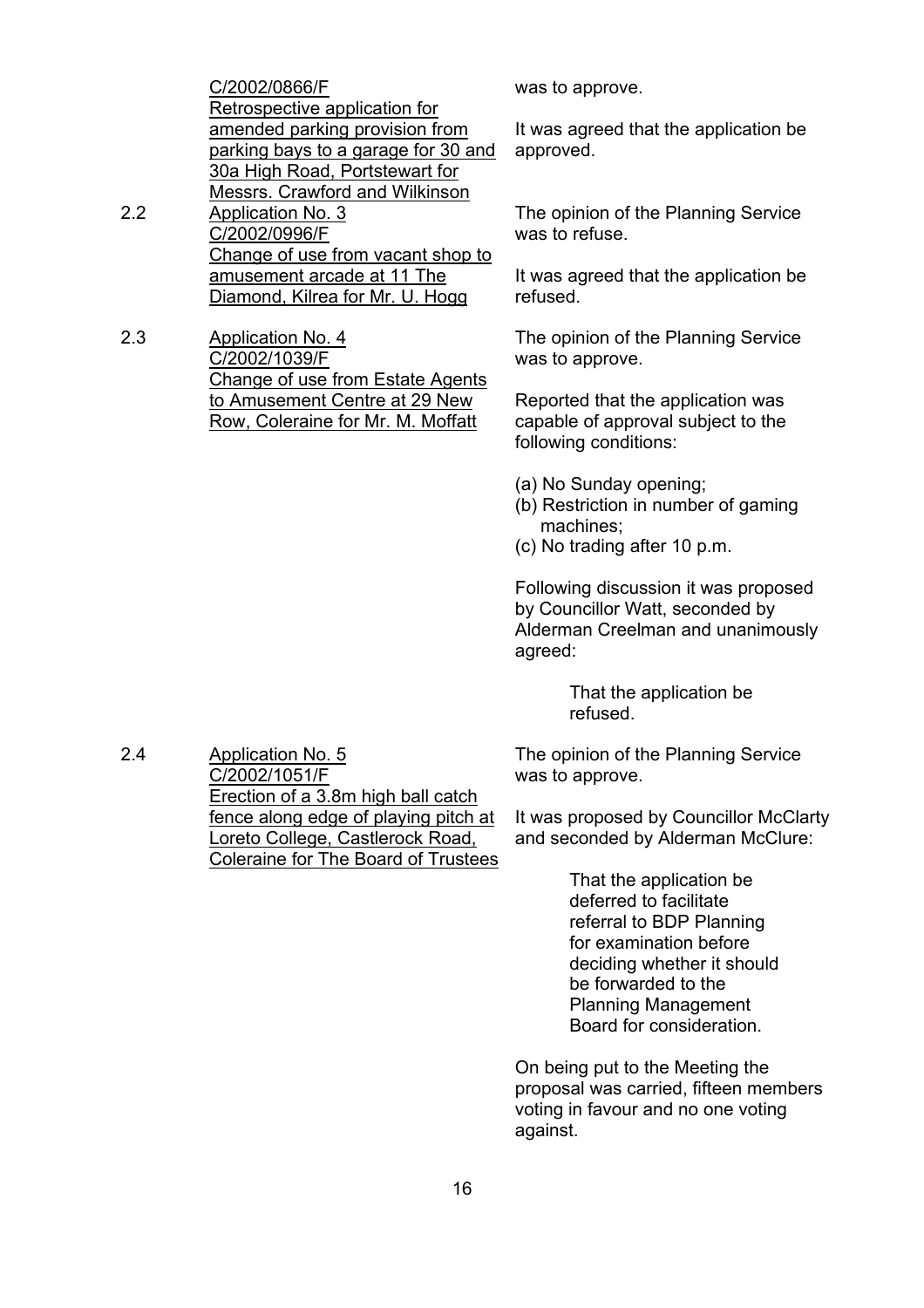C/2002/0866/F
Retrospective application for amended parking provision from parking bays to a garage for 30 and 30a High Road, Portstewart for Messrs. Crawford and Wilkinson

was to approve.

It was agreed that the application be approved.

2.2 Application No. 3
C/2002/0996/F
Change of use from vacant shop to amusement arcade at 11 The Diamond, Kilrea for Mr. U. Hogg

The opinion of the Planning Service was to refuse.

It was agreed that the application be refused.

2.3 Application No. 4
C/2002/1039/F
Change of use from Estate Agents to Amusement Centre at 29 New Row, Coleraine for Mr. M. Moffatt

The opinion of the Planning Service was to approve.

Reported that the application was capable of approval subject to the following conditions:

(a) No Sunday opening;
(b) Restriction in number of gaming machines;
(c) No trading after 10 p.m.

Following discussion it was proposed by Councillor Watt, seconded by Alderman Creelman and unanimously agreed:

> That the application be refused.

2.4 Application No. 5
C/2002/1051/F
Erection of a 3.8m high ball catch fence along edge of playing pitch at Loreto College, Castlerock Road, Coleraine for The Board of Trustees

The opinion of the Planning Service was to approve.

It was proposed by Councillor McClarty and seconded by Alderman McClure:

> That the application be deferred to facilitate referral to BDP Planning for examination before deciding whether it should be forwarded to the Planning Management Board for consideration.

On being put to the Meeting the proposal was carried, fifteen members voting in favour and no one voting against.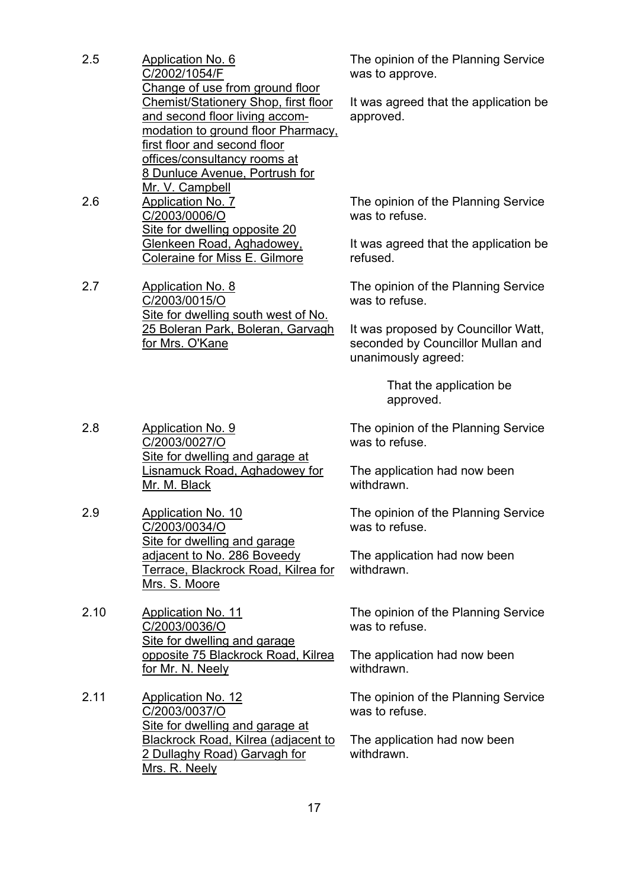2.5 <u>Application No. 6</u>
<u>C/2002/1054/F</u>
<u>Change of use from ground floor Chemist/Stationery Shop, first floor and second floor living accommodation to ground floor Pharmacy, first floor and second floor offices/consultancy rooms at 8 Dunluce Avenue, Portrush for Mr. V. Campbell</u>

The opinion of the Planning Service was to approve.

It was agreed that the application be approved.

2.6 <u>Application No. 7</u>
<u>C/2003/0006/O</u>
<u>Site for dwelling opposite 20 Glenkeen Road, Aghadowey, Coleraine for Miss E. Gilmore</u>

The opinion of the Planning Service was to refuse.

It was agreed that the application be refused.

2.7 <u>Application No. 8</u>
<u>C/2003/0015/O</u>
<u>Site for dwelling south west of No. 25 Boleran Park, Boleran, Garvagh for Mrs. O'Kane</u>

The opinion of the Planning Service was to refuse.

It was proposed by Councillor Watt, seconded by Councillor Mullan and unanimously agreed:

> That the application be approved.

2.8 <u>Application No. 9</u>
<u>C/2003/0027/O</u>
<u>Site for dwelling and garage at Lisnamuck Road, Aghadowey for Mr. M. Black</u>

The opinion of the Planning Service was to refuse.

The application had now been withdrawn.

2.9 <u>Application No. 10</u>
<u>C/2003/0034/O</u>
<u>Site for dwelling and garage adjacent to No. 286 Boveedy Terrace, Blackrock Road, Kilrea for Mrs. S. Moore</u>

The opinion of the Planning Service was to refuse.

The application had now been withdrawn.

2.10 <u>Application No. 11</u>
<u>C/2003/0036/O</u>
<u>Site for dwelling and garage opposite 75 Blackrock Road, Kilrea for Mr. N. Neely</u>

The opinion of the Planning Service was to refuse.

The application had now been withdrawn.

2.11 <u>Application No. 12</u>
<u>C/2003/0037/O</u>
<u>Site for dwelling and garage at Blackrock Road, Kilrea (adjacent to 2 Dullaghy Road) Garvagh for Mrs. R. Neely</u>

The opinion of the Planning Service was to refuse.

The application had now been withdrawn.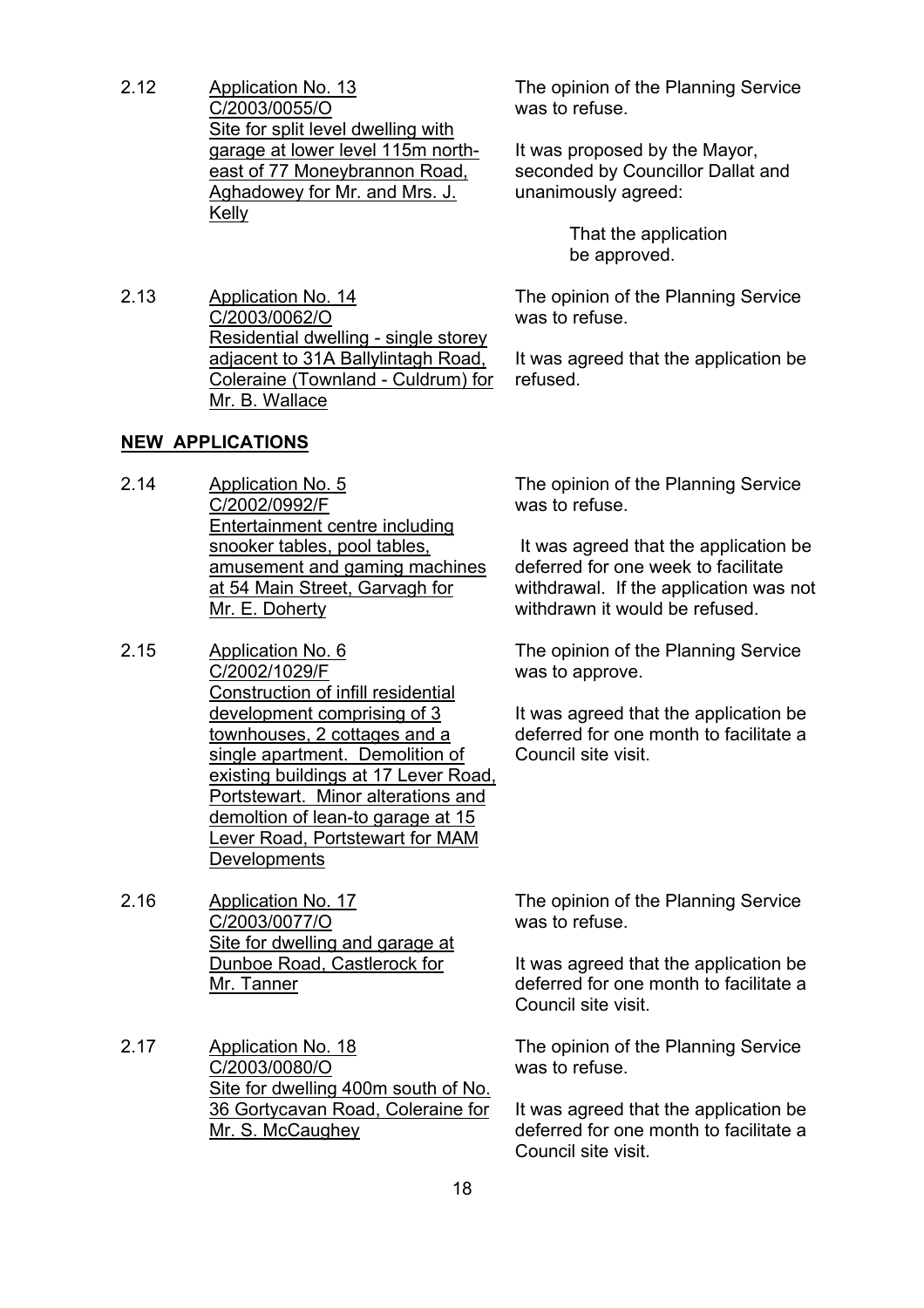2.12 Application No. 13
C/2003/0055/O
Site for split level dwelling with garage at lower level 115m north-east of 77 Moneybrannon Road, Aghadowey for Mr. and Mrs. J. Kelly

The opinion of the Planning Service was to refuse.

It was proposed by the Mayor, seconded by Councillor Dallat and unanimously agreed:

> That the application be approved.

2.13 Application No. 14
C/2003/0062/O
Residential dwelling - single storey adjacent to 31A Ballylintagh Road, Coleraine (Townland - Culdrum) for Mr. B. Wallace

The opinion of the Planning Service was to refuse.

It was agreed that the application be refused.

**NEW APPLICATIONS**

2.14 Application No. 5
C/2002/0992/F
Entertainment centre including snooker tables, pool tables, amusement and gaming machines at 54 Main Street, Garvagh for Mr. E. Doherty

The opinion of the Planning Service was to refuse.

It was agreed that the application be deferred for one week to facilitate withdrawal. If the application was not withdrawn it would be refused.

2.15 Application No. 6
C/2002/1029/F
Construction of infill residential development comprising of 3 townhouses, 2 cottages and a single apartment. Demolition of existing buildings at 17 Lever Road, Portstewart. Minor alterations and demoltion of lean-to garage at 15 Lever Road, Portstewart for MAM Developments

The opinion of the Planning Service was to approve.

It was agreed that the application be deferred for one month to facilitate a Council site visit.

2.16 Application No. 17
C/2003/0077/O
Site for dwelling and garage at Dunboe Road, Castlerock for Mr. Tanner

The opinion of the Planning Service was to refuse.

It was agreed that the application be deferred for one month to facilitate a Council site visit.

2.17 Application No. 18
C/2003/0080/O
Site for dwelling 400m south of No. 36 Gortycavan Road, Coleraine for Mr. S. McCaughey

The opinion of the Planning Service was to refuse.

It was agreed that the application be deferred for one month to facilitate a Council site visit.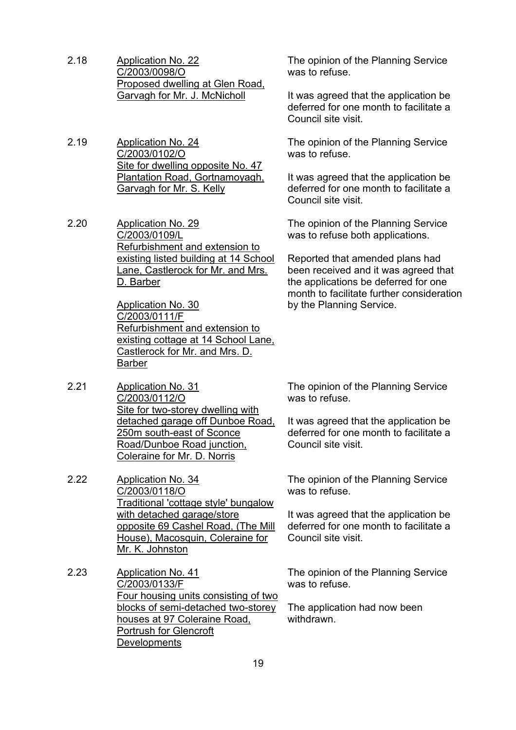2.18 <u>Application No. 22</u>
<u>C/2003/0098/O</u>
<u>Proposed dwelling at Glen Road, Garvagh for Mr. J. McNicholl</u>

The opinion of the Planning Service was to refuse.

It was agreed that the application be deferred for one month to facilitate a Council site visit.

2.19 <u>Application No. 24</u>
<u>C/2003/0102/O</u>
<u>Site for dwelling opposite No. 47 Plantation Road, Gortnamoyagh, Garvagh for Mr. S. Kelly</u>

The opinion of the Planning Service was to refuse.

It was agreed that the application be deferred for one month to facilitate a Council site visit.

2.20 <u>Application No. 29</u>
<u>C/2003/0109/L</u>
<u>Refurbishment and extension to existing listed building at 14 School Lane, Castlerock for Mr. and Mrs. D. Barber</u>

<u>Application No. 30</u>
<u>C/2003/0111/F</u>
<u>Refurbishment and extension to existing cottage at 14 School Lane, Castlerock for Mr. and Mrs. D. Barber</u>

The opinion of the Planning Service was to refuse both applications.

Reported that amended plans had been received and it was agreed that the applications be deferred for one month to facilitate further consideration by the Planning Service.

2.21 <u>Application No. 31</u>
<u>C/2003/0112/O</u>
<u>Site for two-storey dwelling with detached garage off Dunboe Road, 250m south-east of Sconce Road/Dunboe Road junction, Coleraine for Mr. D. Norris</u>

The opinion of the Planning Service was to refuse.

It was agreed that the application be deferred for one month to facilitate a Council site visit.

2.22 <u>Application No. 34</u>
<u>C/2003/0118/O</u>
<u>Traditional 'cottage style' bungalow with detached garage/store opposite 69 Cashel Road, (The Mill House), Macosquin, Coleraine for Mr. K. Johnston</u>

The opinion of the Planning Service was to refuse.

It was agreed that the application be deferred for one month to facilitate a Council site visit.

2.23 <u>Application No. 41</u>
<u>C/2003/0133/F</u>
<u>Four housing units consisting of two blocks of semi-detached two-storey houses at 97 Coleraine Road, Portrush for Glencroft Developments</u>

The opinion of the Planning Service was to refuse.

The application had now been withdrawn.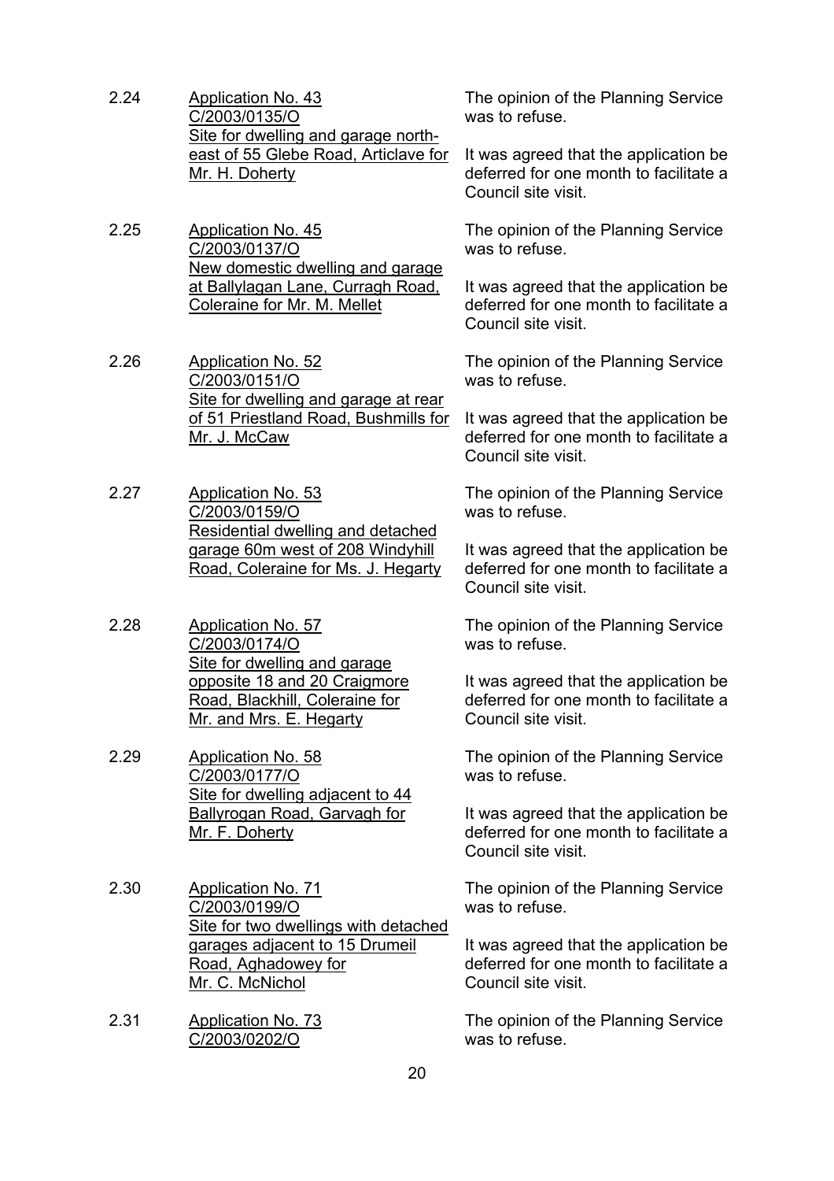2.24 Application No. 43
C/2003/0135/O
Site for dwelling and garage north-east of 55 Glebe Road, Articlave for Mr. H. Doherty

The opinion of the Planning Service was to refuse.

It was agreed that the application be deferred for one month to facilitate a Council site visit.

2.25 Application No. 45
C/2003/0137/O
New domestic dwelling and garage at Ballylagan Lane, Curragh Road, Coleraine for Mr. M. Mellet

The opinion of the Planning Service was to refuse.

It was agreed that the application be deferred for one month to facilitate a Council site visit.

2.26 Application No. 52
C/2003/0151/O
Site for dwelling and garage at rear of 51 Priestland Road, Bushmills for Mr. J. McCaw

The opinion of the Planning Service was to refuse.

It was agreed that the application be deferred for one month to facilitate a Council site visit.

2.27 Application No. 53
C/2003/0159/O
Residential dwelling and detached garage 60m west of 208 Windyhill Road, Coleraine for Ms. J. Hegarty

The opinion of the Planning Service was to refuse.

It was agreed that the application be deferred for one month to facilitate a Council site visit.

2.28 Application No. 57
C/2003/0174/O
Site for dwelling and garage opposite 18 and 20 Craigmore Road, Blackhill, Coleraine for Mr. and Mrs. E. Hegarty

The opinion of the Planning Service was to refuse.

It was agreed that the application be deferred for one month to facilitate a Council site visit.

2.29 Application No. 58
C/2003/0177/O
Site for dwelling adjacent to 44 Ballyrogan Road, Garvagh for Mr. F. Doherty

The opinion of the Planning Service was to refuse.

It was agreed that the application be deferred for one month to facilitate a Council site visit.

2.30 Application No. 71
C/2003/0199/O
Site for two dwellings with detached garages adjacent to 15 Drumeil Road, Aghadowey for Mr. C. McNichol

The opinion of the Planning Service was to refuse.

It was agreed that the application be deferred for one month to facilitate a Council site visit.

2.31 Application No. 73
C/2003/0202/O

The opinion of the Planning Service was to refuse.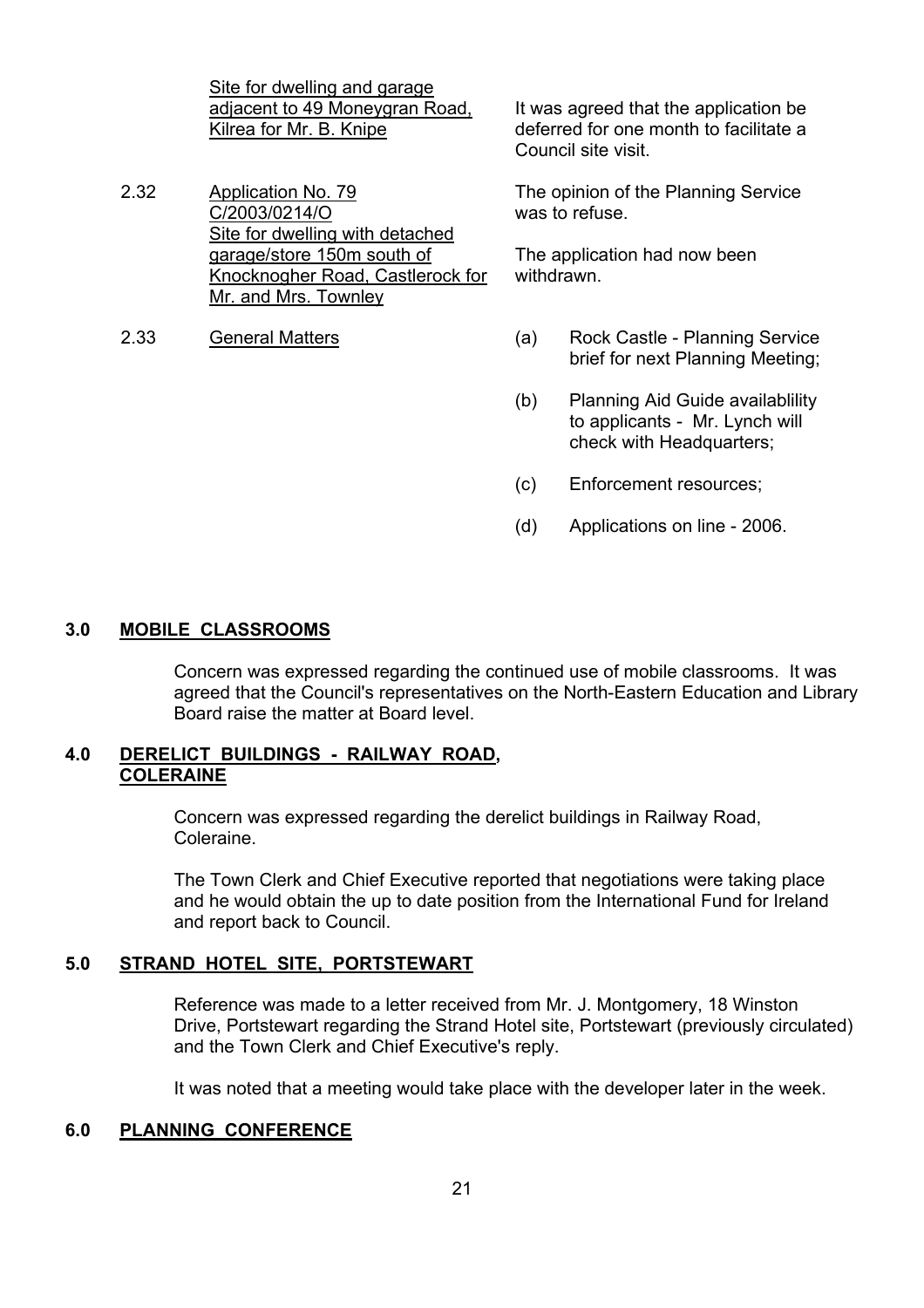| | | |
|---|---|---|
| | Site for dwelling and garage adjacent to 49 Moneygran Road, Kilrea for Mr. B. Knipe | It was agreed that the application be deferred for one month to facilitate a Council site visit. |
| 2.32 | Application No. 79 C/2003/0214/O Site for dwelling with detached garage/store 150m south of Knocknogher Road, Castlerock for Mr. and Mrs. Townley | The opinion of the Planning Service was to refuse.<br><br>The application had now been withdrawn. |
| 2.33 | General Matters | (a) Rock Castle - Planning Service brief for next Planning Meeting;<br><br>(b) Planning Aid Guide availablility to applicants - Mr. Lynch will check with Headquarters;<br><br>(c) Enforcement resources;<br><br>(d) Applications on line - 2006. |

## 3.0 MOBILE CLASSROOMS

Concern was expressed regarding the continued use of mobile classrooms. It was agreed that the Council's representatives on the North-Eastern Education and Library Board raise the matter at Board level.

## 4.0 DERELICT BUILDINGS - RAILWAY ROAD, COLERAINE

Concern was expressed regarding the derelict buildings in Railway Road, Coleraine.

The Town Clerk and Chief Executive reported that negotiations were taking place and he would obtain the up to date position from the International Fund for Ireland and report back to Council.

## 5.0 STRAND HOTEL SITE, PORTSTEWART

Reference was made to a letter received from Mr. J. Montgomery, 18 Winston Drive, Portstewart regarding the Strand Hotel site, Portstewart (previously circulated) and the Town Clerk and Chief Executive's reply.

It was noted that a meeting would take place with the developer later in the week.

## 6.0 PLANNING CONFERENCE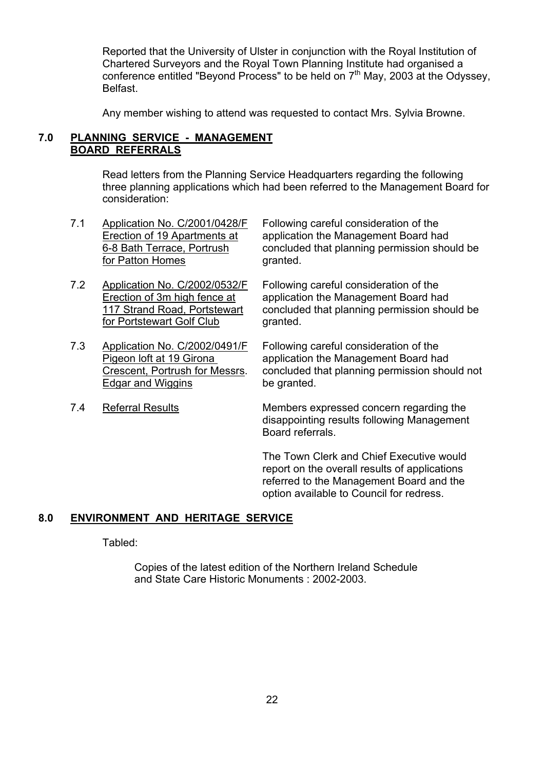Reported that the University of Ulster in conjunction with the Royal Institution of Chartered Surveyors and the Royal Town Planning Institute had organised a conference entitled "Beyond Process" to be held on 7th May, 2003 at the Odyssey, Belfast.

Any member wishing to attend was requested to contact Mrs. Sylvia Browne.

## 7.0 PLANNING SERVICE - MANAGEMENT BOARD REFERRALS

Read letters from the Planning Service Headquarters regarding the following three planning applications which had been referred to the Management Board for consideration:

7.1 Application No. C/2001/0428/F Erection of 19 Apartments at 6-8 Bath Terrace, Portrush for Patton Homes

Following careful consideration of the application the Management Board had concluded that planning permission should be granted.

7.2 Application No. C/2002/0532/F Erection of 3m high fence at 117 Strand Road, Portstewart for Portstewart Golf Club

Following careful consideration of the application the Management Board had concluded that planning permission should be granted.

7.3 Application No. C/2002/0491/F Pigeon loft at 19 Girona Crescent, Portrush for Messrs. Edgar and Wiggins

Following careful consideration of the application the Management Board had concluded that planning permission should not be granted.

7.4 Referral Results

Members expressed concern regarding the disappointing results following Management Board referrals.

The Town Clerk and Chief Executive would report on the overall results of applications referred to the Management Board and the option available to Council for redress.

## 8.0 ENVIRONMENT AND HERITAGE SERVICE

Tabled:

Copies of the latest edition of the Northern Ireland Schedule and State Care Historic Monuments : 2002-2003.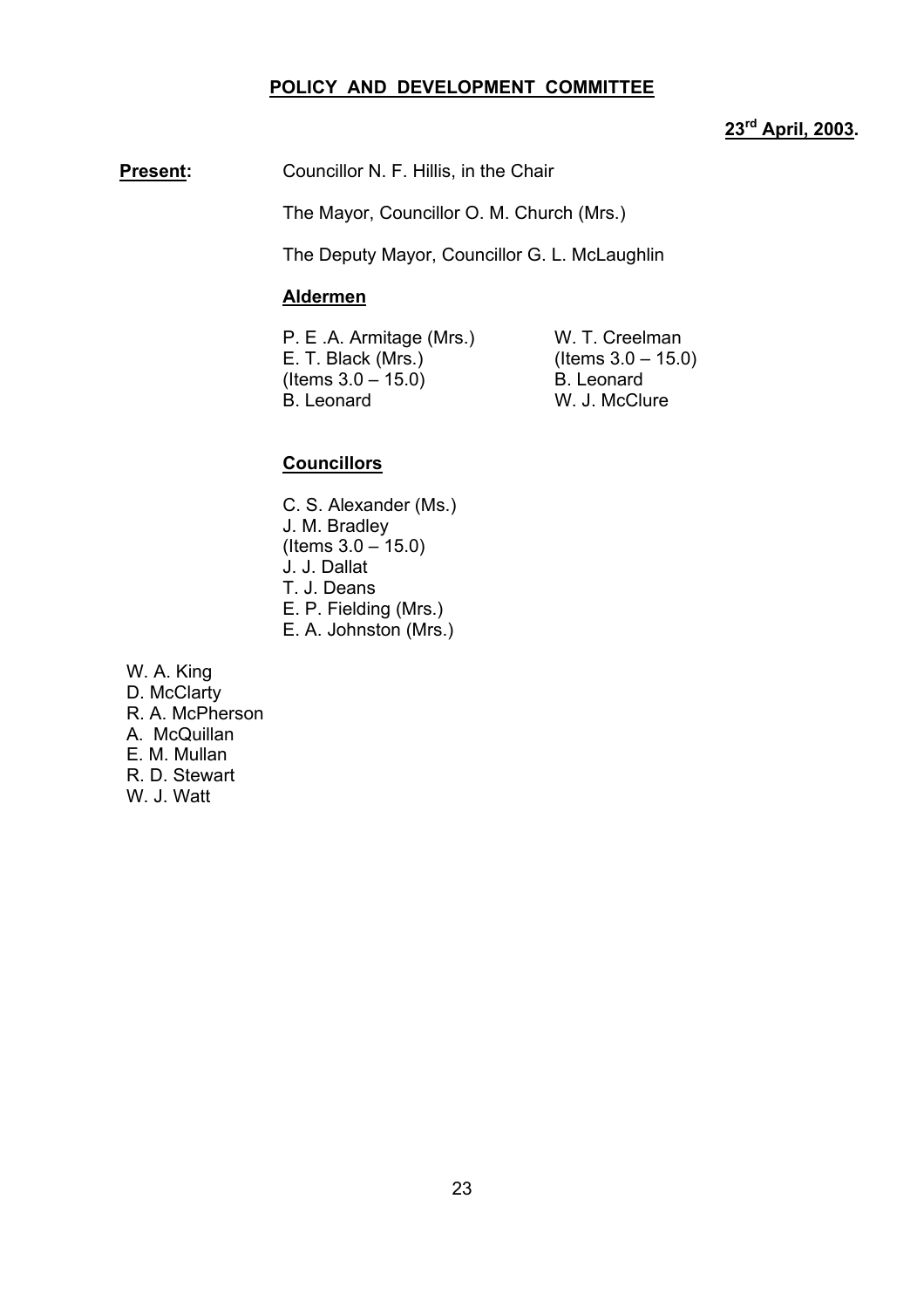**POLICY AND DEVELOPMENT COMMITTEE**

**23rd April, 2003.**

**Present:** Councillor N. F. Hillis, in the Chair

The Mayor, Councillor O. M. Church (Mrs.)

The Deputy Mayor, Councillor G. L. McLaughlin

**Aldermen**

P. E .A. Armitage (Mrs.)
E. T. Black (Mrs.)
(Items 3.0 – 15.0)
B. Leonard

W. T. Creelman
(Items 3.0 – 15.0)
B. Leonard
W. J. McClure

**Councillors**

C. S. Alexander (Ms.)
J. M. Bradley
(Items 3.0 – 15.0)
J. J. Dallat
T. J. Deans
E. P. Fielding (Mrs.)
E. A. Johnston (Mrs.)

W. A. King
D. McClarty
R. A. McPherson
A. McQuillan
E. M. Mullan
R. D. Stewart
W. J. Watt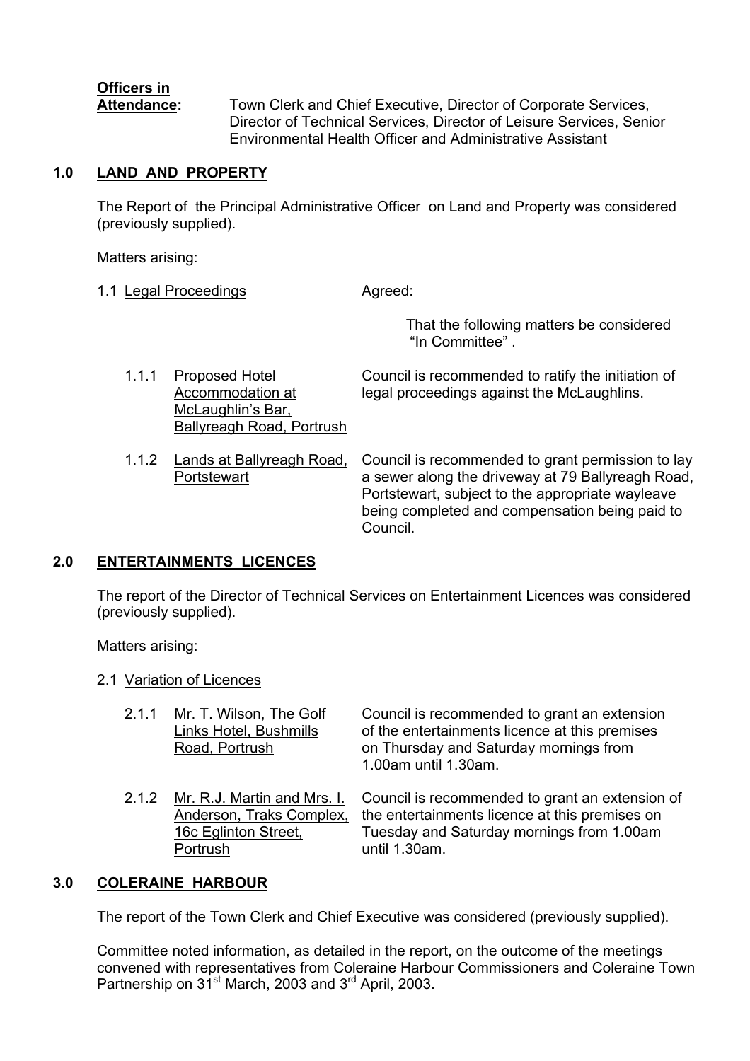**Officers in Attendance:** Town Clerk and Chief Executive, Director of Corporate Services, Director of Technical Services, Director of Leisure Services, Senior Environmental Health Officer and Administrative Assistant

## 1.0 LAND AND PROPERTY

The Report of the Principal Administrative Officer on Land and Property was considered (previously supplied).

Matters arising:

1.1 Legal Proceedings

Agreed:

That the following matters be considered "In Committee".

| | |
|---|---|
| 1.1.1 Proposed Hotel Accommodation at McLaughlin's Bar, Ballyreagh Road, Portrush | Council is recommended to ratify the initiation of legal proceedings against the McLaughlins. |
| 1.1.2 Lands at Ballyreagh Road, Portstewart | Council is recommended to grant permission to lay a sewer along the driveway at 79 Ballyreagh Road, Portstewart, subject to the appropriate wayleave being completed and compensation being paid to Council. |

## 2.0 ENTERTAINMENTS LICENCES

The report of the Director of Technical Services on Entertainment Licences was considered (previously supplied).

Matters arising:

2.1 Variation of Licences

| | |
|---|---|
| 2.1.1 Mr. T. Wilson, The Golf Links Hotel, Bushmills Road, Portrush | Council is recommended to grant an extension of the entertainments licence at this premises on Thursday and Saturday mornings from 1.00am until 1.30am. |
| 2.1.2 Mr. R.J. Martin and Mrs. I. Anderson, Traks Complex, 16c Eglinton Street, Portrush | Council is recommended to grant an extension of the entertainments licence at this premises on Tuesday and Saturday mornings from 1.00am until 1.30am. |

## 3.0 COLERAINE HARBOUR

The report of the Town Clerk and Chief Executive was considered (previously supplied).

Committee noted information, as detailed in the report, on the outcome of the meetings convened with representatives from Coleraine Harbour Commissioners and Coleraine Town Partnership on 31st March, 2003 and 3rd April, 2003.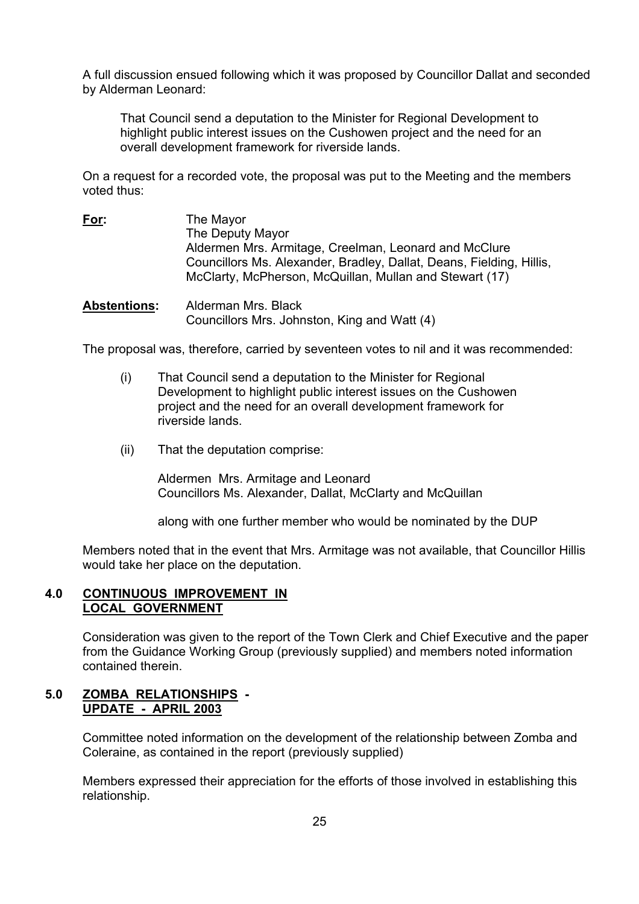A full discussion ensued following which it was proposed by Councillor Dallat and seconded by Alderman Leonard:

> That Council send a deputation to the Minister for Regional Development to highlight public interest issues on the Cushowen project and the need for an overall development framework for riverside lands.

On a request for a recorded vote, the proposal was put to the Meeting and the members voted thus:

**For:** The Mayor
The Deputy Mayor
Aldermen Mrs. Armitage, Creelman, Leonard and McClure
Councillors Ms. Alexander, Bradley, Dallat, Deans, Fielding, Hillis, McClarty, McPherson, McQuillan, Mullan and Stewart (17)

**Abstentions:** Alderman Mrs. Black
Councillors Mrs. Johnston, King and Watt (4)

The proposal was, therefore, carried by seventeen votes to nil and it was recommended:

(i) That Council send a deputation to the Minister for Regional Development to highlight public interest issues on the Cushowen project and the need for an overall development framework for riverside lands.

(ii) That the deputation comprise:

Aldermen Mrs. Armitage and Leonard
Councillors Ms. Alexander, Dallat, McClarty and McQuillan

along with one further member who would be nominated by the DUP

Members noted that in the event that Mrs. Armitage was not available, that Councillor Hillis would take her place on the deputation.

## 4.0 CONTINUOUS IMPROVEMENT IN LOCAL GOVERNMENT

Consideration was given to the report of the Town Clerk and Chief Executive and the paper from the Guidance Working Group (previously supplied) and members noted information contained therein.

## 5.0 ZOMBA RELATIONSHIPS - UPDATE - APRIL 2003

Committee noted information on the development of the relationship between Zomba and Coleraine, as contained in the report (previously supplied)

Members expressed their appreciation for the efforts of those involved in establishing this relationship.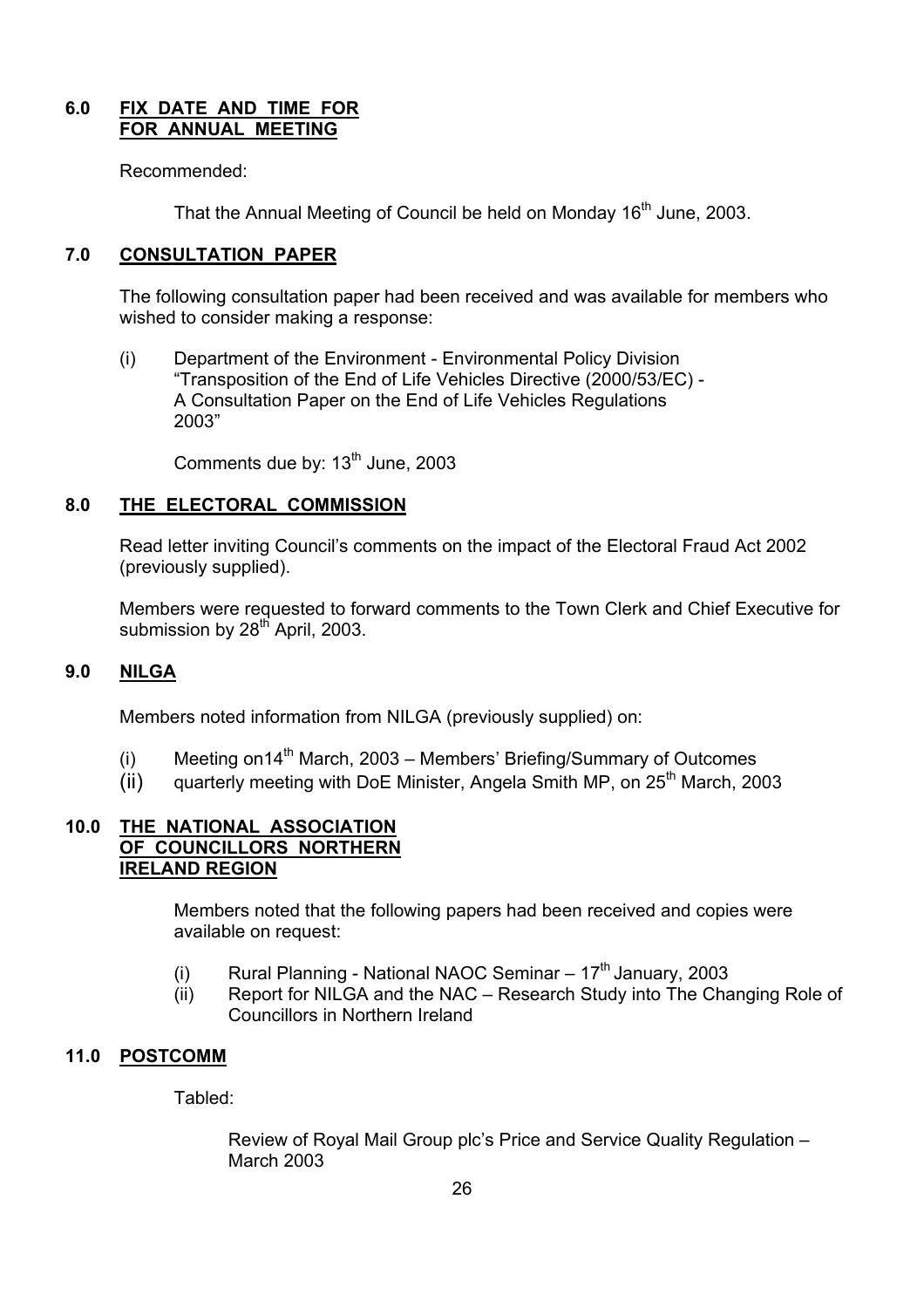## 6.0 FIX DATE AND TIME FOR FOR ANNUAL MEETING

Recommended:

That the Annual Meeting of Council be held on Monday 16th June, 2003.

## 7.0 CONSULTATION PAPER

The following consultation paper had been received and was available for members who wished to consider making a response:

(i) Department of the Environment - Environmental Policy Division "Transposition of the End of Life Vehicles Directive (2000/53/EC) - A Consultation Paper on the End of Life Vehicles Regulations 2003"

Comments due by: 13th June, 2003

## 8.0 THE ELECTORAL COMMISSION

Read letter inviting Council's comments on the impact of the Electoral Fraud Act 2002 (previously supplied).

Members were requested to forward comments to the Town Clerk and Chief Executive for submission by 28th April, 2003.

## 9.0 NILGA

Members noted information from NILGA (previously supplied) on:

(i) Meeting on14th March, 2003 – Members' Briefing/Summary of Outcomes
(ii) quarterly meeting with DoE Minister, Angela Smith MP, on 25th March, 2003

## 10.0 THE NATIONAL ASSOCIATION OF COUNCILLORS NORTHERN IRELAND REGION

Members noted that the following papers had been received and copies were available on request:

(i) Rural Planning - National NAOC Seminar – 17th January, 2003
(ii) Report for NILGA and the NAC – Research Study into The Changing Role of Councillors in Northern Ireland

## 11.0 POSTCOMM

Tabled:

Review of Royal Mail Group plc's Price and Service Quality Regulation – March 2003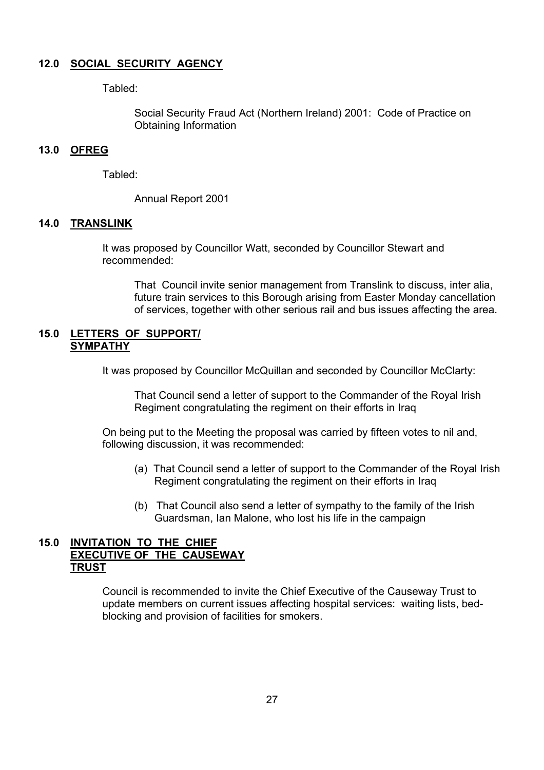## 12.0 <u>SOCIAL SECURITY AGENCY</u>

Tabled:

> Social Security Fraud Act (Northern Ireland) 2001: Code of Practice on Obtaining Information

## 13.0 <u>OFREG</u>

Tabled:

> Annual Report 2001

## 14.0 <u>TRANSLINK</u>

It was proposed by Councillor Watt, seconded by Councillor Stewart and recommended:

> That Council invite senior management from Translink to discuss, inter alia, future train services to this Borough arising from Easter Monday cancellation of services, together with other serious rail and bus issues affecting the area.

## 15.0 <u>LETTERS OF SUPPORT/ SYMPATHY</u>

It was proposed by Councillor McQuillan and seconded by Councillor McClarty:

> That Council send a letter of support to the Commander of the Royal Irish Regiment congratulating the regiment on their efforts in Iraq

On being put to the Meeting the proposal was carried by fifteen votes to nil and, following discussion, it was recommended:

(a) That Council send a letter of support to the Commander of the Royal Irish Regiment congratulating the regiment on their efforts in Iraq

(b) That Council also send a letter of sympathy to the family of the Irish Guardsman, Ian Malone, who lost his life in the campaign

## 15.0 <u>INVITATION TO THE CHIEF EXECUTIVE OF THE CAUSEWAY TRUST</u>

Council is recommended to invite the Chief Executive of the Causeway Trust to update members on current issues affecting hospital services: waiting lists, bed-blocking and provision of facilities for smokers.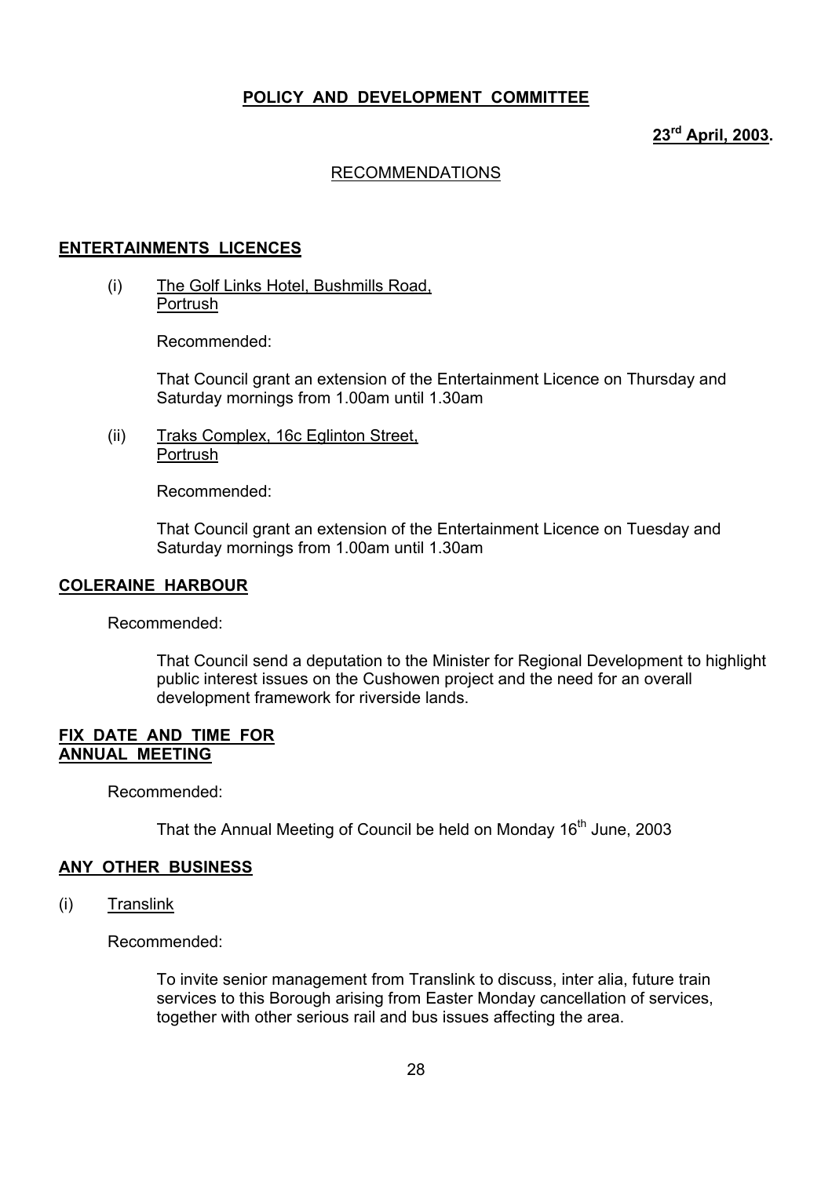**POLICY AND DEVELOPMENT COMMITTEE**

**23rd April, 2003.**

RECOMMENDATIONS

**ENTERTAINMENTS LICENCES**

(i) The Golf Links Hotel, Bushmills Road, Portrush

Recommended:

That Council grant an extension of the Entertainment Licence on Thursday and Saturday mornings from 1.00am until 1.30am

(ii) Traks Complex, 16c Eglinton Street, Portrush

Recommended:

That Council grant an extension of the Entertainment Licence on Tuesday and Saturday mornings from 1.00am until 1.30am

**COLERAINE HARBOUR**

Recommended:

That Council send a deputation to the Minister for Regional Development to highlight public interest issues on the Cushowen project and the need for an overall development framework for riverside lands.

**FIX DATE AND TIME FOR ANNUAL MEETING**

Recommended:

That the Annual Meeting of Council be held on Monday 16th June, 2003

**ANY OTHER BUSINESS**

(i) Translink

Recommended:

To invite senior management from Translink to discuss, inter alia, future train services to this Borough arising from Easter Monday cancellation of services, together with other serious rail and bus issues affecting the area.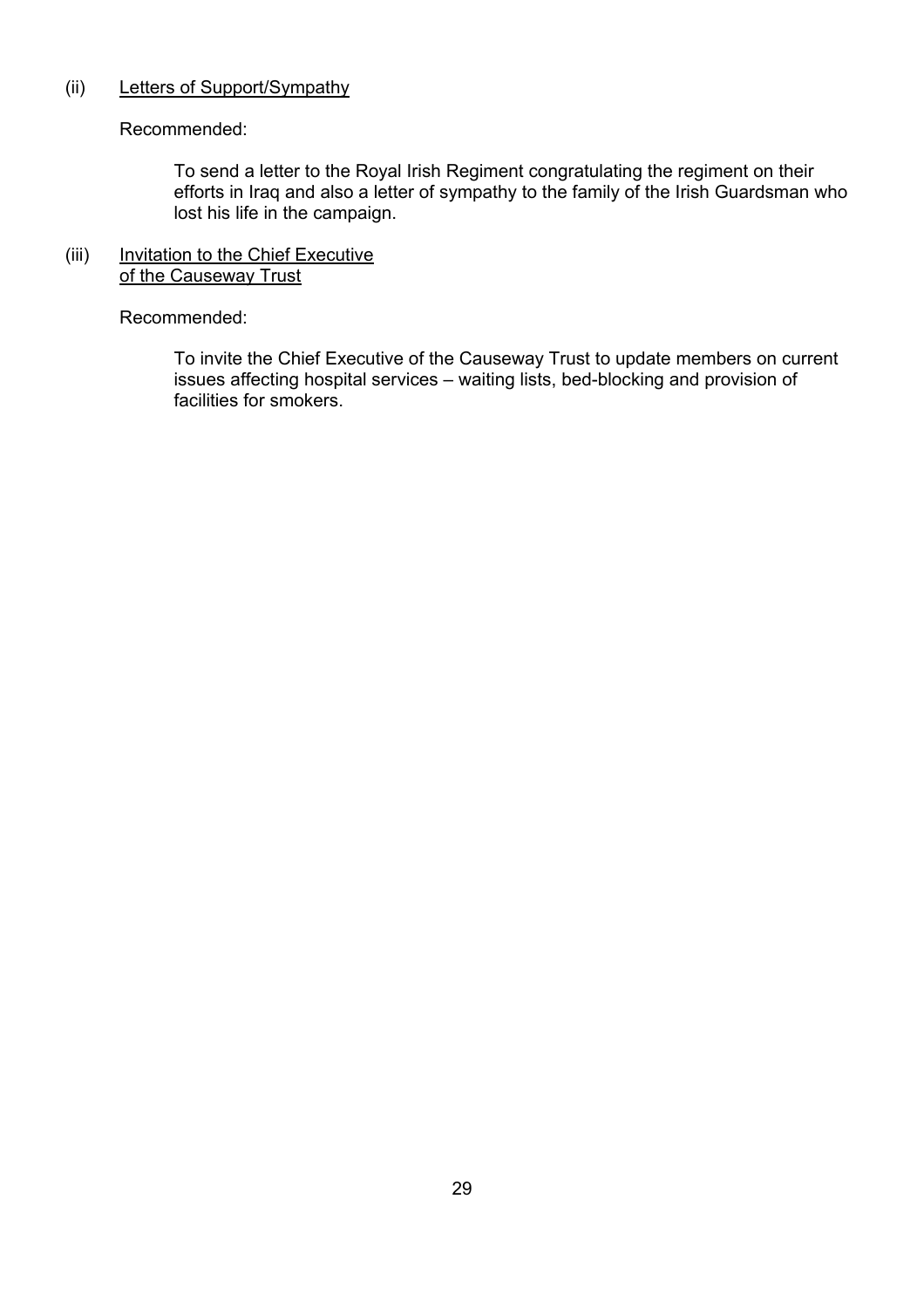(ii) <u>Letters of Support/Sympathy</u>

Recommended:

> To send a letter to the Royal Irish Regiment congratulating the regiment on their efforts in Iraq and also a letter of sympathy to the family of the Irish Guardsman who lost his life in the campaign.

(iii) <u>Invitation to the Chief Executive of the Causeway Trust</u>

Recommended:

> To invite the Chief Executive of the Causeway Trust to update members on current issues affecting hospital services – waiting lists, bed-blocking and provision of facilities for smokers.